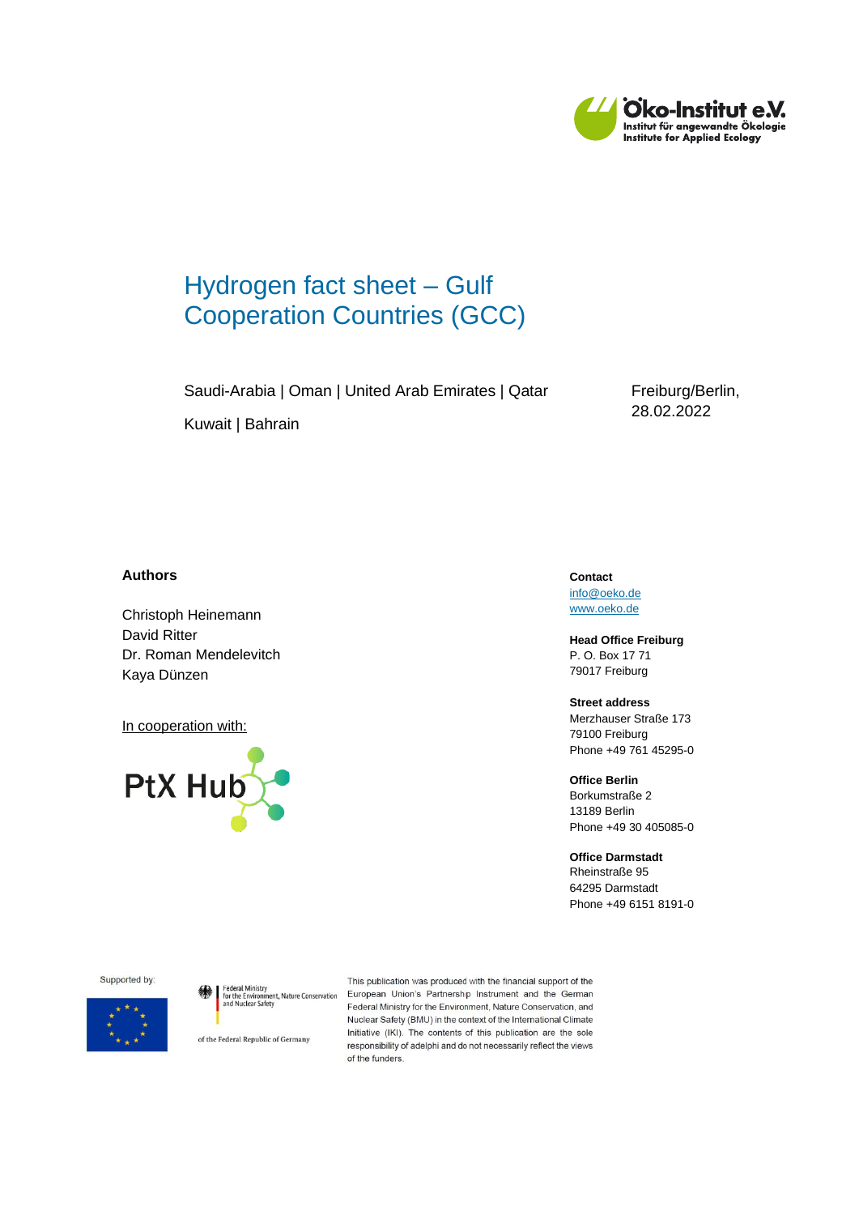Öko-Institut e.V.
Institut für angewandte Ökologie
Institute for Applied Ecology

# Hydrogen fact sheet – Gulf Cooperation Countries (GCC)

Saudi-Arabia | Oman | United Arab Emirates | Qatar

Kuwait | Bahrain

Freiburg/Berlin, 28.02.2022

**Authors**

Christoph Heinemann
David Ritter
Dr. Roman Mendelevitch
Kaya Dünzen

In cooperation with:

PtX Hub

**Contact**
info@oeko.de
www.oeko.de

**Head Office Freiburg**
P. O. Box 17 71
79017 Freiburg

**Street address**
Merzhauser Straße 173
79100 Freiburg
Phone +49 761 45295-0

**Office Berlin**
Borkumstraße 2
13189 Berlin
Phone +49 30 405085-0

**Office Darmstadt**
Rheinstraße 95
64295 Darmstadt
Phone +49 6151 8191-0

Supported by:

Federal Ministry for the Environment, Nature Conservation and Nuclear Safety

of the Federal Republic of Germany

This publication was produced with the financial support of the European Union's Partnership Instrument and the German Federal Ministry for the Environment, Nature Conservation, and Nuclear Safety (BMU) in the context of the International Climate Initiative (IKI). The contents of this publication are the sole responsibility of adelphi and do not necessarily reflect the views of the funders.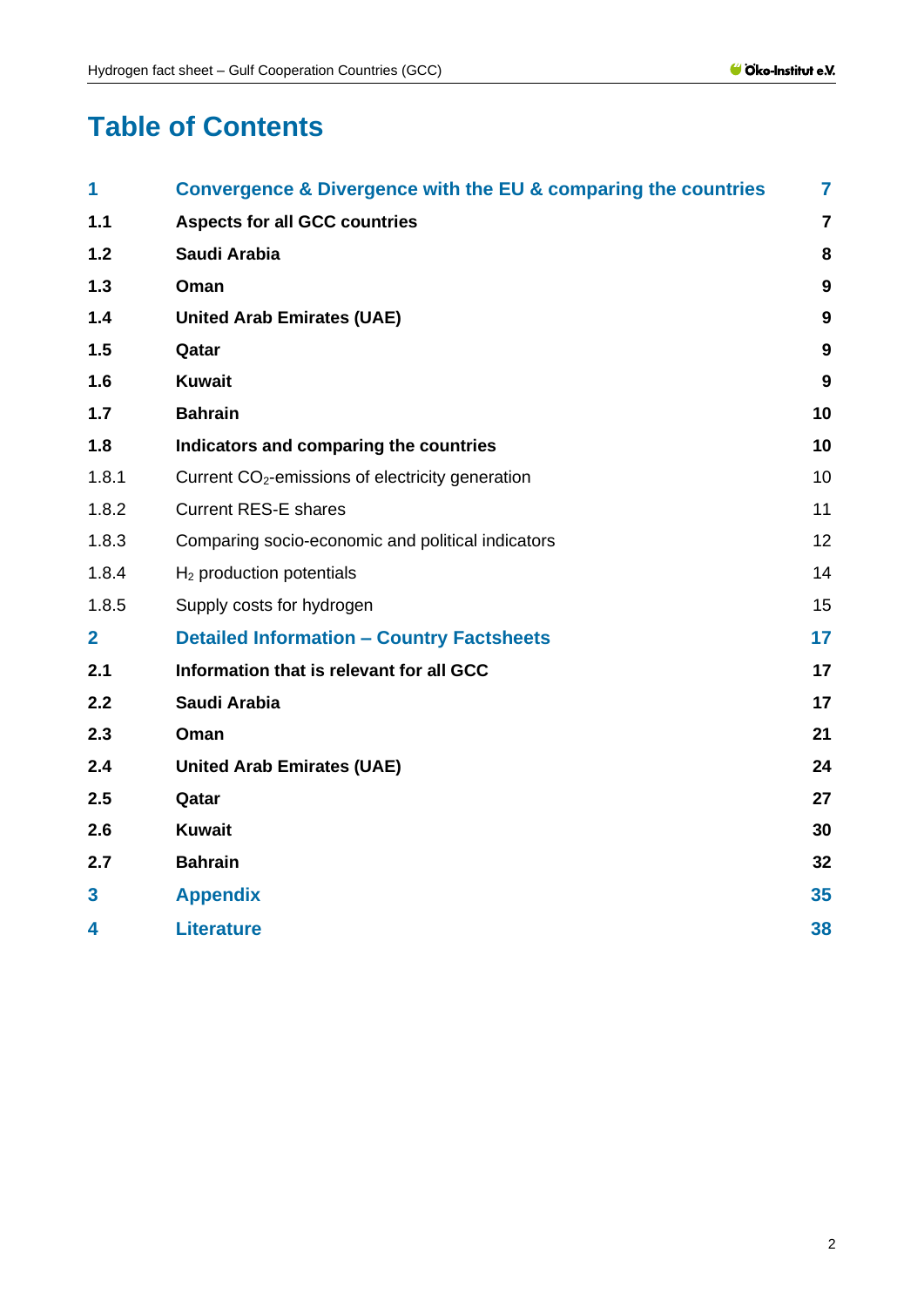# Table of Contents

| | | |
|---|---|---|
| **1** | **Convergence & Divergence with the EU & comparing the countries** | **7** |
| **1.1** | **Aspects for all GCC countries** | **7** |
| **1.2** | **Saudi Arabia** | **8** |
| **1.3** | **Oman** | **9** |
| **1.4** | **United Arab Emirates (UAE)** | **9** |
| **1.5** | **Qatar** | **9** |
| **1.6** | **Kuwait** | **9** |
| **1.7** | **Bahrain** | **10** |
| **1.8** | **Indicators and comparing the countries** | **10** |
| 1.8.1 | Current $CO_2$-emissions of electricity generation | 10 |
| 1.8.2 | Current RES-E shares | 11 |
| 1.8.3 | Comparing socio-economic and political indicators | 12 |
| 1.8.4 | $H_2$ production potentials | 14 |
| 1.8.5 | Supply costs for hydrogen | 15 |
| **2** | **Detailed Information – Country Factsheets** | **17** |
| **2.1** | **Information that is relevant for all GCC** | **17** |
| **2.2** | **Saudi Arabia** | **17** |
| **2.3** | **Oman** | **21** |
| **2.4** | **United Arab Emirates (UAE)** | **24** |
| **2.5** | **Qatar** | **27** |
| **2.6** | **Kuwait** | **30** |
| **2.7** | **Bahrain** | **32** |
| **3** | **Appendix** | **35** |
| **4** | **Literature** | **38** |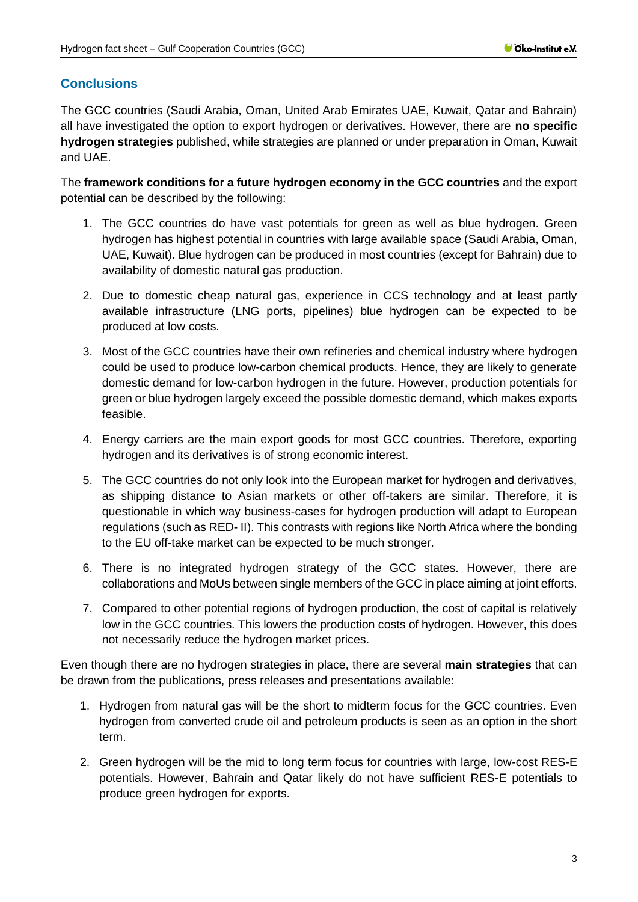## Conclusions

The GCC countries (Saudi Arabia, Oman, United Arab Emirates UAE, Kuwait, Qatar and Bahrain) all have investigated the option to export hydrogen or derivatives. However, there are **no specific hydrogen strategies** published, while strategies are planned or under preparation in Oman, Kuwait and UAE.

The **framework conditions for a future hydrogen economy in the GCC countries** and the export potential can be described by the following:

1. The GCC countries do have vast potentials for green as well as blue hydrogen. Green hydrogen has highest potential in countries with large available space (Saudi Arabia, Oman, UAE, Kuwait). Blue hydrogen can be produced in most countries (except for Bahrain) due to availability of domestic natural gas production.
2. Due to domestic cheap natural gas, experience in CCS technology and at least partly available infrastructure (LNG ports, pipelines) blue hydrogen can be expected to be produced at low costs.
3. Most of the GCC countries have their own refineries and chemical industry where hydrogen could be used to produce low-carbon chemical products. Hence, they are likely to generate domestic demand for low-carbon hydrogen in the future. However, production potentials for green or blue hydrogen largely exceed the possible domestic demand, which makes exports feasible.
4. Energy carriers are the main export goods for most GCC countries. Therefore, exporting hydrogen and its derivatives is of strong economic interest.
5. The GCC countries do not only look into the European market for hydrogen and derivatives, as shipping distance to Asian markets or other off-takers are similar. Therefore, it is questionable in which way business-cases for hydrogen production will adapt to European regulations (such as RED- II). This contrasts with regions like North Africa where the bonding to the EU off-take market can be expected to be much stronger.
6. There is no integrated hydrogen strategy of the GCC states. However, there are collaborations and MoUs between single members of the GCC in place aiming at joint efforts.
7. Compared to other potential regions of hydrogen production, the cost of capital is relatively low in the GCC countries. This lowers the production costs of hydrogen. However, this does not necessarily reduce the hydrogen market prices.

Even though there are no hydrogen strategies in place, there are several **main strategies** that can be drawn from the publications, press releases and presentations available:

1. Hydrogen from natural gas will be the short to midterm focus for the GCC countries. Even hydrogen from converted crude oil and petroleum products is seen as an option in the short term.
2. Green hydrogen will be the mid to long term focus for countries with large, low-cost RES-E potentials. However, Bahrain and Qatar likely do not have sufficient RES-E potentials to produce green hydrogen for exports.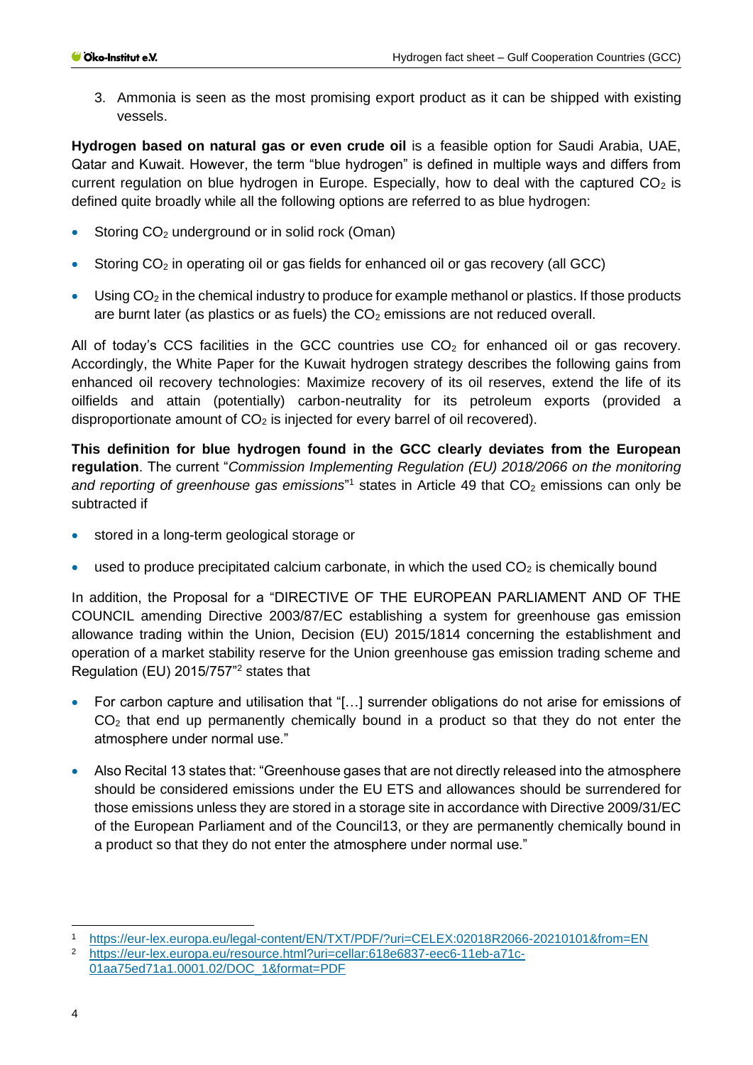3. Ammonia is seen as the most promising export product as it can be shipped with existing vessels.

**Hydrogen based on natural gas or even crude oil** is a feasible option for Saudi Arabia, UAE, Qatar and Kuwait. However, the term “blue hydrogen” is defined in multiple ways and differs from current regulation on blue hydrogen in Europe. Especially, how to deal with the captured $CO_2$ is defined quite broadly while all the following options are referred to as blue hydrogen:

- Storing $CO_2$ underground or in solid rock (Oman)
- Storing $CO_2$ in operating oil or gas fields for enhanced oil or gas recovery (all GCC)
- Using $CO_2$ in the chemical industry to produce for example methanol or plastics. If those products are burnt later (as plastics or as fuels) the $CO_2$ emissions are not reduced overall.

All of today’s CCS facilities in the GCC countries use $CO_2$ for enhanced oil or gas recovery. Accordingly, the White Paper for the Kuwait hydrogen strategy describes the following gains from enhanced oil recovery technologies: Maximize recovery of its oil reserves, extend the life of its oilfields and attain (potentially) carbon-neutrality for its petroleum exports (provided a disproportionate amount of $CO_2$ is injected for every barrel of oil recovered).

**This definition for blue hydrogen found in the GCC clearly deviates from the European regulation**. The current “*Commission Implementing Regulation (EU) 2018/2066 on the monitoring and reporting of greenhouse gas emissions*”[1] states in Article 49 that $CO_2$ emissions can only be subtracted if

- stored in a long-term geological storage or
- used to produce precipitated calcium carbonate, in which the used $CO_2$ is chemically bound

In addition, the Proposal for a “DIRECTIVE OF THE EUROPEAN PARLIAMENT AND OF THE COUNCIL amending Directive 2003/87/EC establishing a system for greenhouse gas emission allowance trading within the Union, Decision (EU) 2015/1814 concerning the establishment and operation of a market stability reserve for the Union greenhouse gas emission trading scheme and Regulation (EU) 2015/757”[2] states that

- For carbon capture and utilisation that “[…] surrender obligations do not arise for emissions of $CO_2$ that end up permanently chemically bound in a product so that they do not enter the atmosphere under normal use.”
- Also Recital 13 states that: “Greenhouse gases that are not directly released into the atmosphere should be considered emissions under the EU ETS and allowances should be surrendered for those emissions unless they are stored in a storage site in accordance with Directive 2009/31/EC of the European Parliament and of the Council13, or they are permanently chemically bound in a product so that they do not enter the atmosphere under normal use.”

---

[1] https://eur-lex.europa.eu/legal-content/EN/TXT/PDF/?uri=CELEX:02018R2066-20210101&from=EN

[2] https://eur-lex.europa.eu/resource.html?uri=cellar:618e6837-eec6-11eb-a71c-01aa75ed71a1.0001.02/DOC_1&format=PDF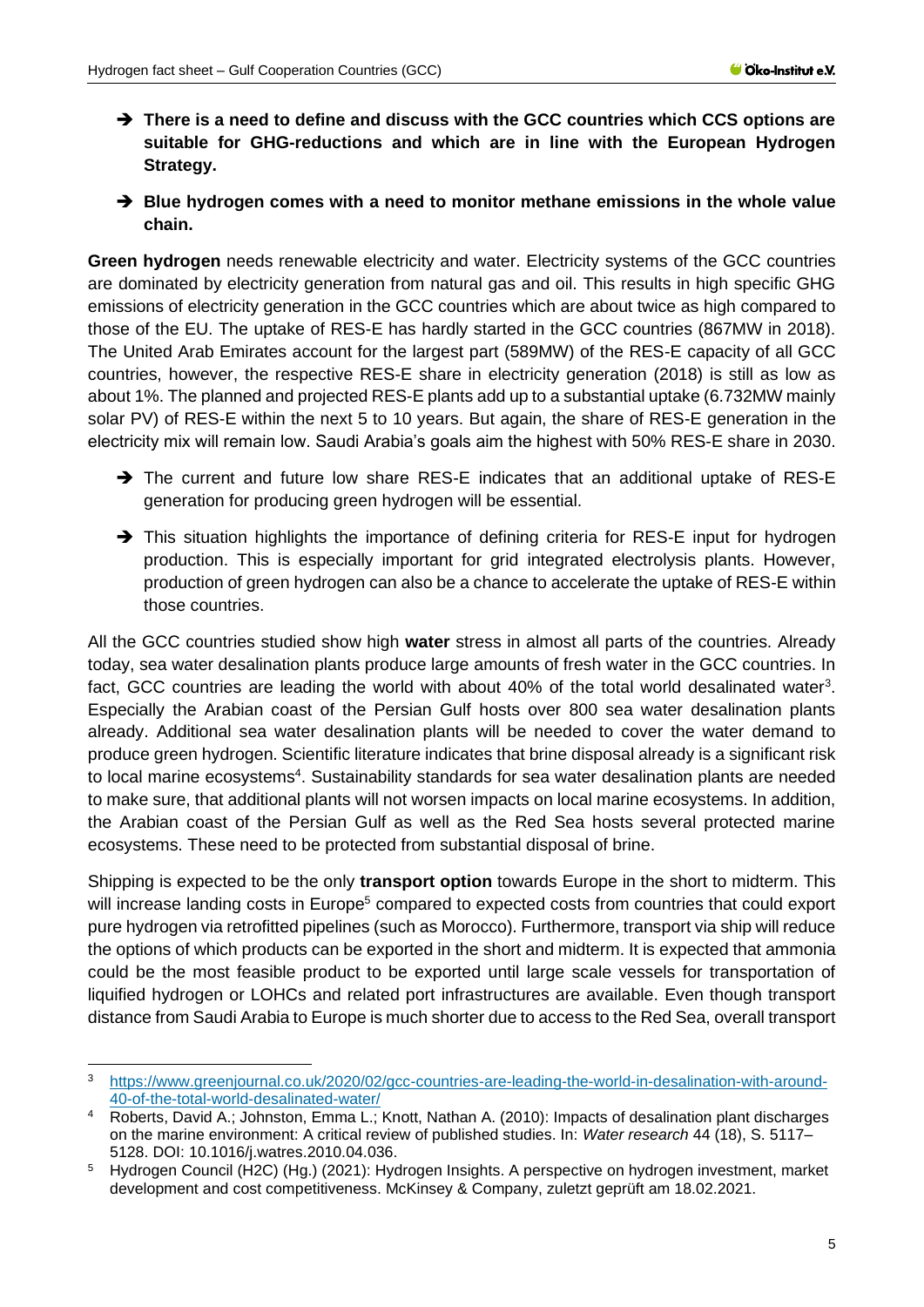- ➔ **There is a need to define and discuss with the GCC countries which CCS options are suitable for GHG-reductions and which are in line with the European Hydrogen Strategy.**
- ➔ **Blue hydrogen comes with a need to monitor methane emissions in the whole value chain.**

**Green hydrogen** needs renewable electricity and water. Electricity systems of the GCC countries are dominated by electricity generation from natural gas and oil. This results in high specific GHG emissions of electricity generation in the GCC countries which are about twice as high compared to those of the EU. The uptake of RES-E has hardly started in the GCC countries (867MW in 2018). The United Arab Emirates account for the largest part (589MW) of the RES-E capacity of all GCC countries, however, the respective RES-E share in electricity generation (2018) is still as low as about 1%. The planned and projected RES-E plants add up to a substantial uptake (6.732MW mainly solar PV) of RES-E within the next 5 to 10 years. But again, the share of RES-E generation in the electricity mix will remain low. Saudi Arabia's goals aim the highest with 50% RES-E share in 2030.

- ➔ The current and future low share RES-E indicates that an additional uptake of RES-E generation for producing green hydrogen will be essential.
- ➔ This situation highlights the importance of defining criteria for RES-E input for hydrogen production. This is especially important for grid integrated electrolysis plants. However, production of green hydrogen can also be a chance to accelerate the uptake of RES-E within those countries.

All the GCC countries studied show high **water** stress in almost all parts of the countries. Already today, sea water desalination plants produce large amounts of fresh water in the GCC countries. In fact, GCC countries are leading the world with about 40% of the total world desalinated water[3]. Especially the Arabian coast of the Persian Gulf hosts over 800 sea water desalination plants already. Additional sea water desalination plants will be needed to cover the water demand to produce green hydrogen. Scientific literature indicates that brine disposal already is a significant risk to local marine ecosystems[4]. Sustainability standards for sea water desalination plants are needed to make sure, that additional plants will not worsen impacts on local marine ecosystems. In addition, the Arabian coast of the Persian Gulf as well as the Red Sea hosts several protected marine ecosystems. These need to be protected from substantial disposal of brine.

Shipping is expected to be the only **transport option** towards Europe in the short to midterm. This will increase landing costs in Europe[5] compared to expected costs from countries that could export pure hydrogen via retrofitted pipelines (such as Morocco). Furthermore, transport via ship will reduce the options of which products can be exported in the short and midterm. It is expected that ammonia could be the most feasible product to be exported until large scale vessels for transportation of liquified hydrogen or LOHCs and related port infrastructures are available. Even though transport distance from Saudi Arabia to Europe is much shorter due to access to the Red Sea, overall transport

---

[3] https://www.greenjournal.co.uk/2020/02/gcc-countries-are-leading-the-world-in-desalination-with-around-40-of-the-total-world-desalinated-water/

[4] Roberts, David A.; Johnston, Emma L.; Knott, Nathan A. (2010): Impacts of desalination plant discharges on the marine environment: A critical review of published studies. In: *Water research* 44 (18), S. 5117–5128. DOI: 10.1016/j.watres.2010.04.036.

[5] Hydrogen Council (H2C) (Hg.) (2021): Hydrogen Insights. A perspective on hydrogen investment, market development and cost competitiveness. McKinsey & Company, zuletzt geprüft am 18.02.2021.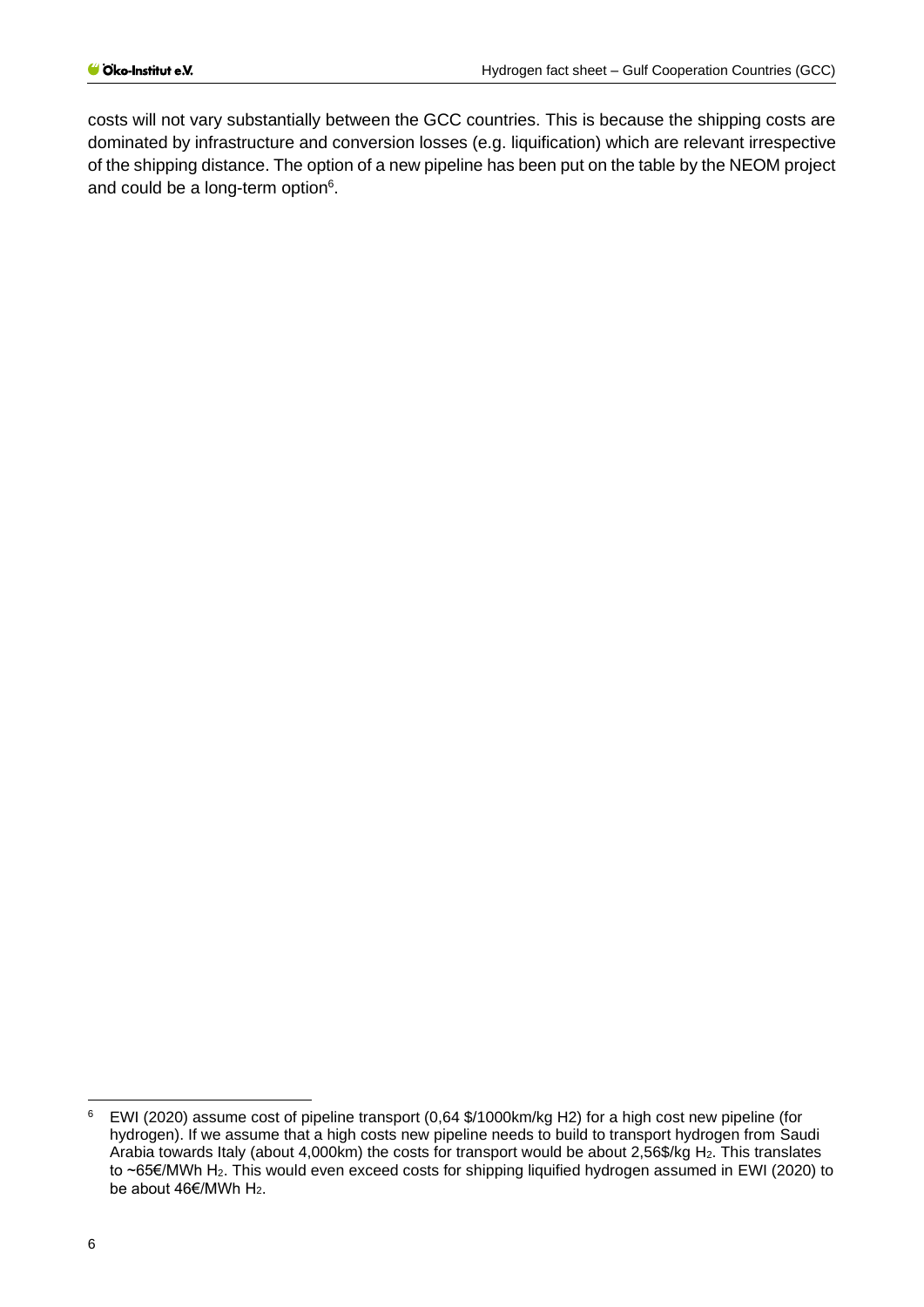costs will not vary substantially between the GCC countries. This is because the shipping costs are dominated by infrastructure and conversion losses (e.g. liquification) which are relevant irrespective of the shipping distance. The option of a new pipeline has been put on the table by the NEOM project and could be a long-term option[6].

---

[6] EWI (2020) assume cost of pipeline transport (0,64 \$/1000km/kg H2) for a high cost new pipeline (for hydrogen). If we assume that a high costs new pipeline needs to build to transport hydrogen from Saudi Arabia towards Italy (about 4,000km) the costs for transport would be about 2,56\$/kg $H_2$. This translates to ~65€/MWh $H_2$. This would even exceed costs for shipping liquified hydrogen assumed in EWI (2020) to be about 46€/MWh $H_2$.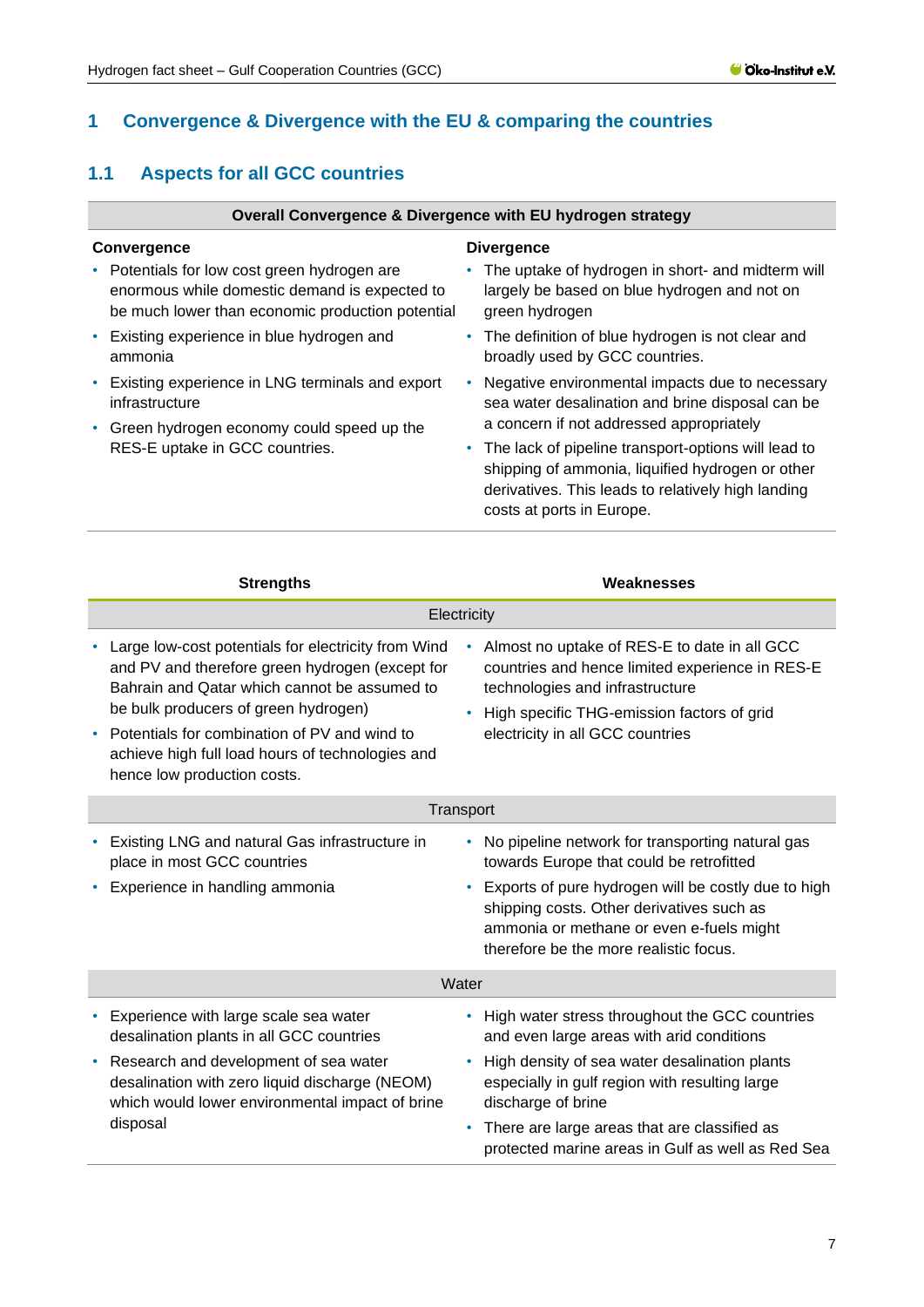# 1 Convergence & Divergence with the EU & comparing the countries

## 1.1 Aspects for all GCC countries

| Overall Convergence & Divergence with EU hydrogen strategy | |
|---|---|
| **Convergence** | **Divergence** |
| • Potentials for low cost green hydrogen are enormous while domestic demand is expected to be much lower than economic production potential<br>• Existing experience in blue hydrogen and ammonia<br>• Existing experience in LNG terminals and export infrastructure<br>• Green hydrogen economy could speed up the RES-E uptake in GCC countries. | • The uptake of hydrogen in short- and midterm will largely be based on blue hydrogen and not on green hydrogen<br>• The definition of blue hydrogen is not clear and broadly used by GCC countries.<br>• Negative environmental impacts due to necessary sea water desalination and brine disposal can be a concern if not addressed appropriately<br>• The lack of pipeline transport-options will lead to shipping of ammonia, liquified hydrogen or other derivatives. This leads to relatively high landing costs at ports in Europe. |

| Strengths | Weaknesses |
|---|---|
| **Electricity** | |
| • Large low-cost potentials for electricity from Wind and PV and therefore green hydrogen (except for Bahrain and Qatar which cannot be assumed to be bulk producers of green hydrogen)<br>• Potentials for combination of PV and wind to achieve high full load hours of technologies and hence low production costs. | • Almost no uptake of RES-E to date in all GCC countries and hence limited experience in RES-E technologies and infrastructure<br>• High specific THG-emission factors of grid electricity in all GCC countries |
| **Transport** | |
| • Existing LNG and natural Gas infrastructure in place in most GCC countries<br>• Experience in handling ammonia | • No pipeline network for transporting natural gas towards Europe that could be retrofitted<br>• Exports of pure hydrogen will be costly due to high shipping costs. Other derivatives such as ammonia or methane or even e-fuels might therefore be the more realistic focus. |
| **Water** | |
| • Experience with large scale sea water desalination plants in all GCC countries<br>• Research and development of sea water desalination with zero liquid discharge (NEOM) which would lower environmental impact of brine disposal | • High water stress throughout the GCC countries and even large areas with arid conditions<br>• High density of sea water desalination plants especially in gulf region with resulting large discharge of brine<br>• There are large areas that are classified as protected marine areas in Gulf as well as Red Sea |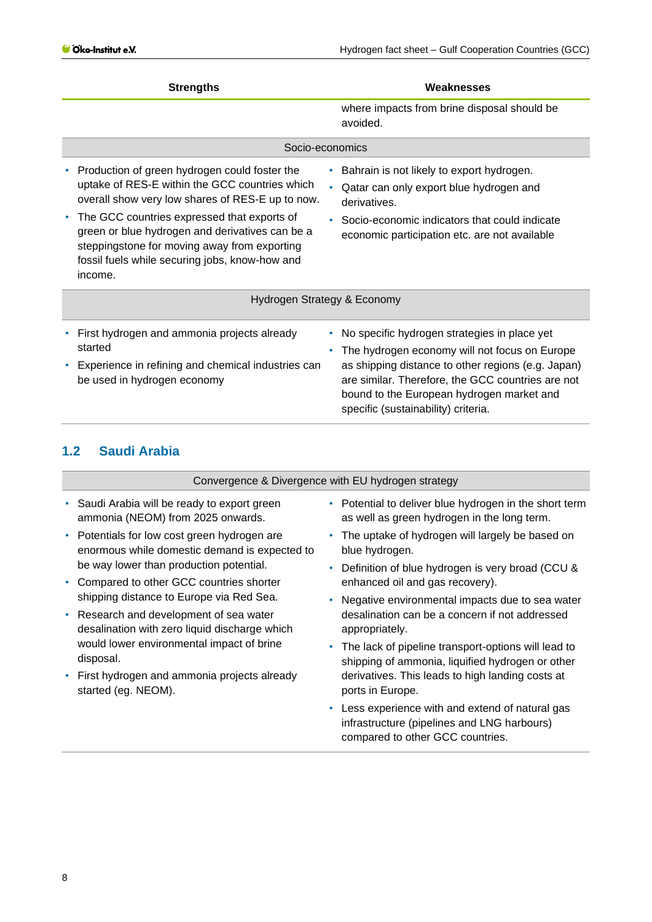| Strengths | Weaknesses |
|---|---|
| | where impacts from brine disposal should be avoided. |
| **Socio-economics** | |
| • Production of green hydrogen could foster the uptake of RES-E within the GCC countries which overall show very low shares of RES-E up to now.<br>• The GCC countries expressed that exports of green or blue hydrogen and derivatives can be a steppingstone for moving away from exporting fossil fuels while securing jobs, know-how and income. | • Bahrain is not likely to export hydrogen.<br>• Qatar can only export blue hydrogen and derivatives.<br>• Socio-economic indicators that could indicate economic participation etc. are not available |
| **Hydrogen Strategy & Economy** | |
| • First hydrogen and ammonia projects already started<br>• Experience in refining and chemical industries can be used in hydrogen economy | • No specific hydrogen strategies in place yet<br>• The hydrogen economy will not focus on Europe as shipping distance to other regions (e.g. Japan) are similar. Therefore, the GCC countries are not bound to the European hydrogen market and specific (sustainability) criteria. |

## 1.2 Saudi Arabia

| Convergence & Divergence with EU hydrogen strategy | |
|---|---|
| • Saudi Arabia will be ready to export green ammonia (NEOM) from 2025 onwards.<br>• Potentials for low cost green hydrogen are enormous while domestic demand is expected to be way lower than production potential.<br>• Compared to other GCC countries shorter shipping distance to Europe via Red Sea.<br>• Research and development of sea water desalination with zero liquid discharge which would lower environmental impact of brine disposal.<br>• First hydrogen and ammonia projects already started (eg. NEOM). | • Potential to deliver blue hydrogen in the short term as well as green hydrogen in the long term.<br>• The uptake of hydrogen will largely be based on blue hydrogen.<br>• Definition of blue hydrogen is very broad (CCU & enhanced oil and gas recovery).<br>• Negative environmental impacts due to sea water desalination can be a concern if not addressed appropriately.<br>• The lack of pipeline transport-options will lead to shipping of ammonia, liquified hydrogen or other derivatives. This leads to high landing costs at ports in Europe.<br>• Less experience with and extend of natural gas infrastructure (pipelines and LNG harbours) compared to other GCC countries. |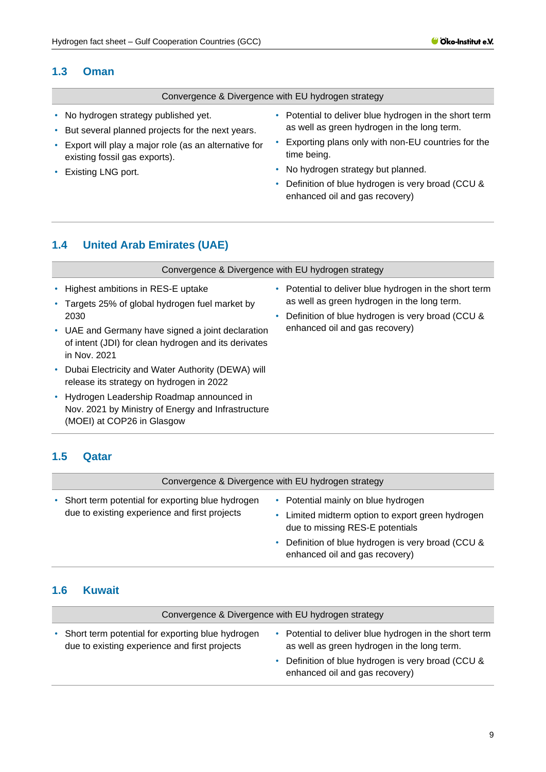## 1.3 Oman

| Convergence & Divergence with EU hydrogen strategy | |
|---|---|
| • No hydrogen strategy published yet.<br>• But several planned projects for the next years.<br>• Export will play a major role (as an alternative for existing fossil gas exports).<br>• Existing LNG port. | • Potential to deliver blue hydrogen in the short term as well as green hydrogen in the long term.<br>• Exporting plans only with non-EU countries for the time being.<br>• No hydrogen strategy but planned.<br>• Definition of blue hydrogen is very broad (CCU & enhanced oil and gas recovery) |

## 1.4 United Arab Emirates (UAE)

| Convergence & Divergence with EU hydrogen strategy | |
|---|---|
| • Highest ambitions in RES-E uptake<br>• Targets 25% of global hydrogen fuel market by 2030<br>• UAE and Germany have signed a joint declaration of intent (JDI) for clean hydrogen and its derivates in Nov. 2021<br>• Dubai Electricity and Water Authority (DEWA) will release its strategy on hydrogen in 2022<br>• Hydrogen Leadership Roadmap announced in Nov. 2021 by Ministry of Energy and Infrastructure (MOEI) at COP26 in Glasgow | • Potential to deliver blue hydrogen in the short term as well as green hydrogen in the long term.<br>• Definition of blue hydrogen is very broad (CCU & enhanced oil and gas recovery) |

## 1.5 Qatar

| Convergence & Divergence with EU hydrogen strategy | |
|---|---|
| • Short term potential for exporting blue hydrogen due to existing experience and first projects | • Potential mainly on blue hydrogen<br>• Limited midterm option to export green hydrogen due to missing RES-E potentials<br>• Definition of blue hydrogen is very broad (CCU & enhanced oil and gas recovery) |

## 1.6 Kuwait

| Convergence & Divergence with EU hydrogen strategy | |
|---|---|
| • Short term potential for exporting blue hydrogen due to existing experience and first projects | • Potential to deliver blue hydrogen in the short term as well as green hydrogen in the long term.<br>• Definition of blue hydrogen is very broad (CCU & enhanced oil and gas recovery) |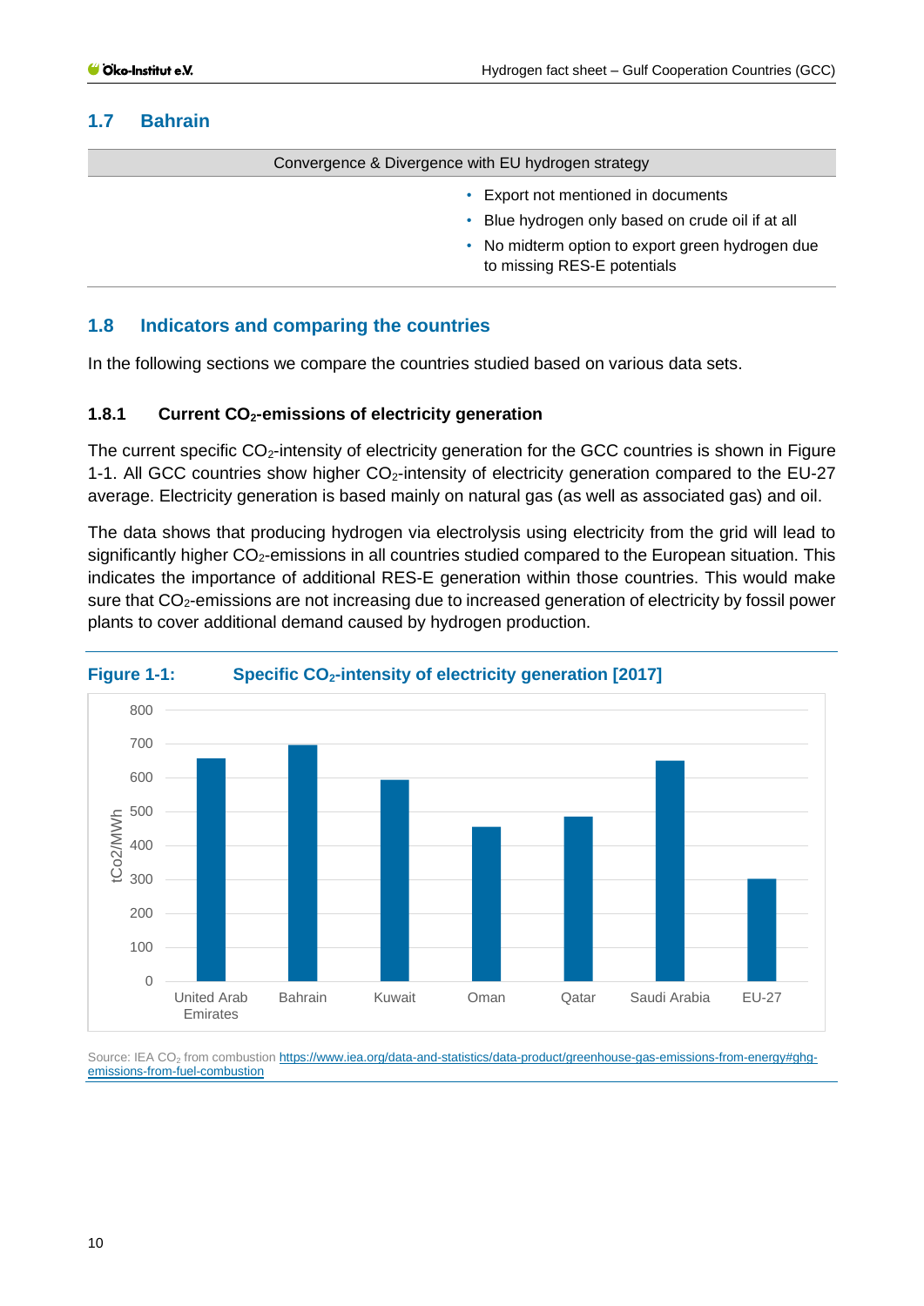## 1.7 Bahrain

| Convergence & Divergence with EU hydrogen strategy | |
|---|---|
| | • Export not mentioned in documents<br>• Blue hydrogen only based on crude oil if at all<br>• No midterm option to export green hydrogen due to missing RES-E potentials |

## 1.8 Indicators and comparing the countries

In the following sections we compare the countries studied based on various data sets.

### 1.8.1 Current $CO_2$-emissions of electricity generation

The current specific $CO_2$-intensity of electricity generation for the GCC countries is shown in Figure 1-1. All GCC countries show higher $CO_2$-intensity of electricity generation compared to the EU-27 average. Electricity generation is based mainly on natural gas (as well as associated gas) and oil.

The data shows that producing hydrogen via electrolysis using electricity from the grid will lead to significantly higher $CO_2$-emissions in all countries studied compared to the European situation. This indicates the importance of additional RES-E generation within those countries. This would make sure that $CO_2$-emissions are not increasing due to increased generation of electricity by fossil power plants to cover additional demand caused by hydrogen production.

**Figure 1-1: Specific $CO_2$-intensity of electricity generation [2017]**

| Country | tCo2/MWh |
|---|---|
| United Arab Emirates | ~655 |
| Bahrain | ~695 |
| Kuwait | ~592 |
| Oman | ~455 |
| Qatar | ~485 |
| Saudi Arabia | ~650 |
| EU-27 | ~300 |

Source: IEA $CO_2$ from combustion https://www.iea.org/data-and-statistics/data-product/greenhouse-gas-emissions-from-energy#ghg-emissions-from-fuel-combustion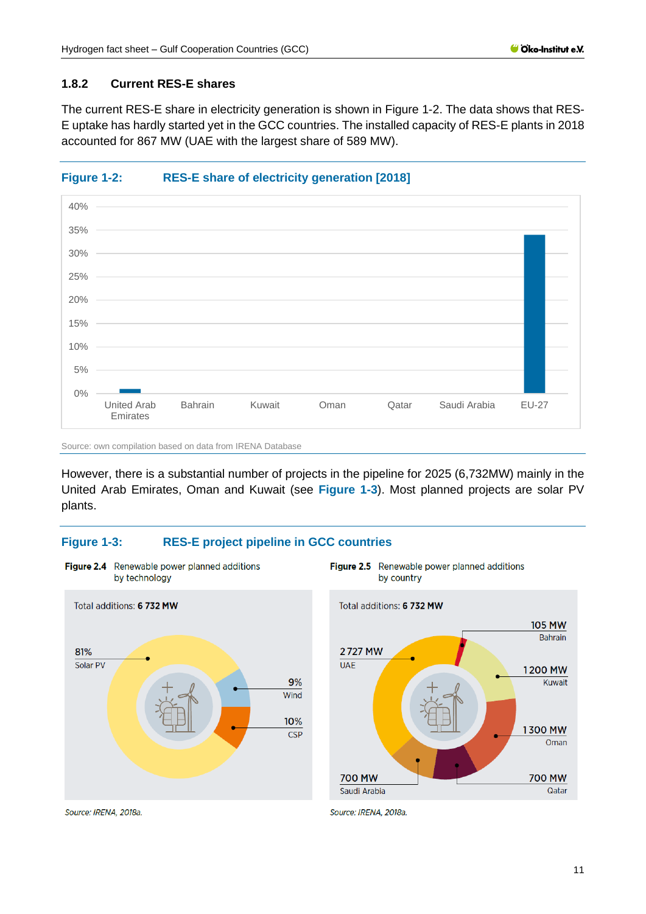### 1.8.2 Current RES-E shares

The current RES-E share in electricity generation is shown in Figure 1-2. The data shows that RES-E uptake has hardly started yet in the GCC countries. The installed capacity of RES-E plants in 2018 accounted for 867 MW (UAE with the largest share of 589 MW).

**Figure 1-2: RES-E share of electricity generation [2018]**

40%
35%
30%
25%
20%
15%
10%
5%
0%

United Arab Emirates, Bahrain, Kuwait, Oman, Qatar, Saudi Arabia, EU-27

Source: own compilation based on data from IRENA Database

However, there is a substantial number of projects in the pipeline for 2025 (6,732MW) mainly in the United Arab Emirates, Oman and Kuwait (see Figure 1-3). Most planned projects are solar PV plants.

**Figure 1-3: RES-E project pipeline in GCC countries**

**Figure 2.4** Renewable power planned additions by technology

Total additions: **6 732 MW**

81% Solar PV

9% Wind

10% CSP

*Source: IRENA, 2018a.*

**Figure 2.5** Renewable power planned additions by country

Total additions: **6 732 MW**

2 727 MW UAE

105 MW Bahrain

1 200 MW Kuwait

1 300 MW Oman

700 MW Qatar

700 MW Saudi Arabia

*Source: IRENA, 2018a.*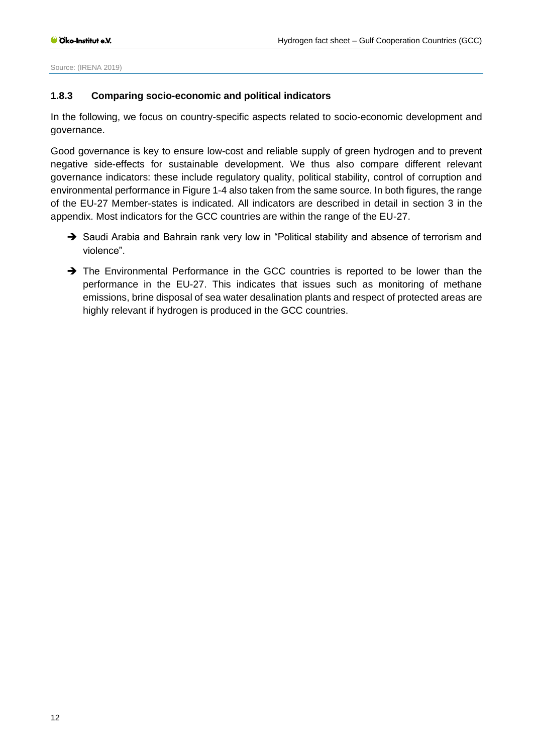Source: (IRENA 2019)

### 1.8.3 Comparing socio-economic and political indicators

In the following, we focus on country-specific aspects related to socio-economic development and governance.

Good governance is key to ensure low-cost and reliable supply of green hydrogen and to prevent negative side-effects for sustainable development. We thus also compare different relevant governance indicators: these include regulatory quality, political stability, control of corruption and environmental performance in Figure 1-4 also taken from the same source. In both figures, the range of the EU-27 Member-states is indicated. All indicators are described in detail in section 3 in the appendix. Most indicators for the GCC countries are within the range of the EU-27.

- ➔ Saudi Arabia and Bahrain rank very low in "Political stability and absence of terrorism and violence".
- ➔ The Environmental Performance in the GCC countries is reported to be lower than the performance in the EU-27. This indicates that issues such as monitoring of methane emissions, brine disposal of sea water desalination plants and respect of protected areas are highly relevant if hydrogen is produced in the GCC countries.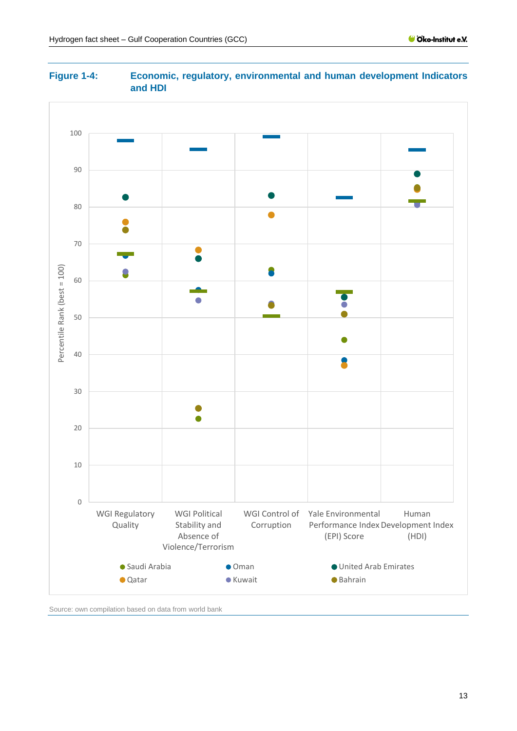**Figure 1-4: Economic, regulatory, environmental and human development Indicators and HDI**

Percentile Rank (best = 100)

100
90
80
70
60
50
40
30
20
10
0

WGI Regulatory Quality

WGI Political Stability and Absence of Violence/Terrorism

WGI Control of Corruption

Yale Environmental Performance Index (EPI) Score

Human Development Index (HDI)

● Saudi Arabia ● Oman ● United Arab Emirates
● Qatar ● Kuwait ● Bahrain

Source: own compilation based on data from world bank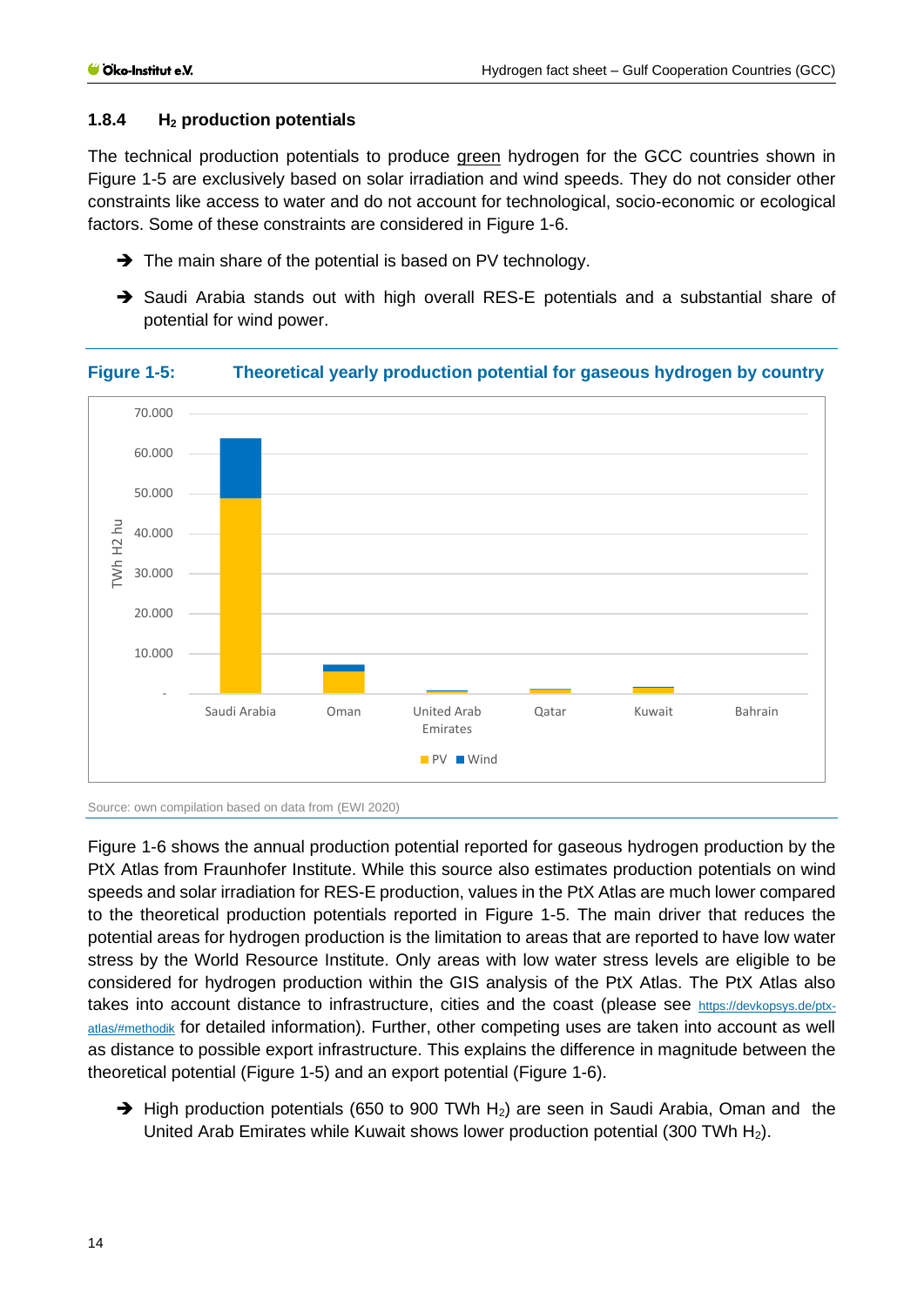### 1.8.4 $H_2$ production potentials

The technical production potentials to produce green hydrogen for the GCC countries shown in Figure 1-5 are exclusively based on solar irradiation and wind speeds. They do not consider other constraints like access to water and do not account for technological, socio-economic or ecological factors. Some of these constraints are considered in Figure 1-6.

➔ The main share of the potential is based on PV technology.

➔ Saudi Arabia stands out with high overall RES-E potentials and a substantial share of potential for wind power.

**Figure 1-5: Theoretical yearly production potential for gaseous hydrogen by country**

Source: own compilation based on data from (EWI 2020)

Figure 1-6 shows the annual production potential reported for gaseous hydrogen production by the PtX Atlas from Fraunhofer Institute. While this source also estimates production potentials on wind speeds and solar irradiation for RES-E production, values in the PtX Atlas are much lower compared to the theoretical production potentials reported in Figure 1-5. The main driver that reduces the potential areas for hydrogen production is the limitation to areas that are reported to have low water stress by the World Resource Institute. Only areas with low water stress levels are eligible to be considered for hydrogen production within the GIS analysis of the PtX Atlas. The PtX Atlas also takes into account distance to infrastructure, cities and the coast (please see https://devkopsys.de/ptx-atlas/#methodik for detailed information). Further, other competing uses are taken into account as well as distance to possible export infrastructure. This explains the difference in magnitude between the theoretical potential (Figure 1-5) and an export potential (Figure 1-6).

➔ High production potentials (650 to 900 TWh $H_2$) are seen in Saudi Arabia, Oman and the United Arab Emirates while Kuwait shows lower production potential (300 TWh $H_2$).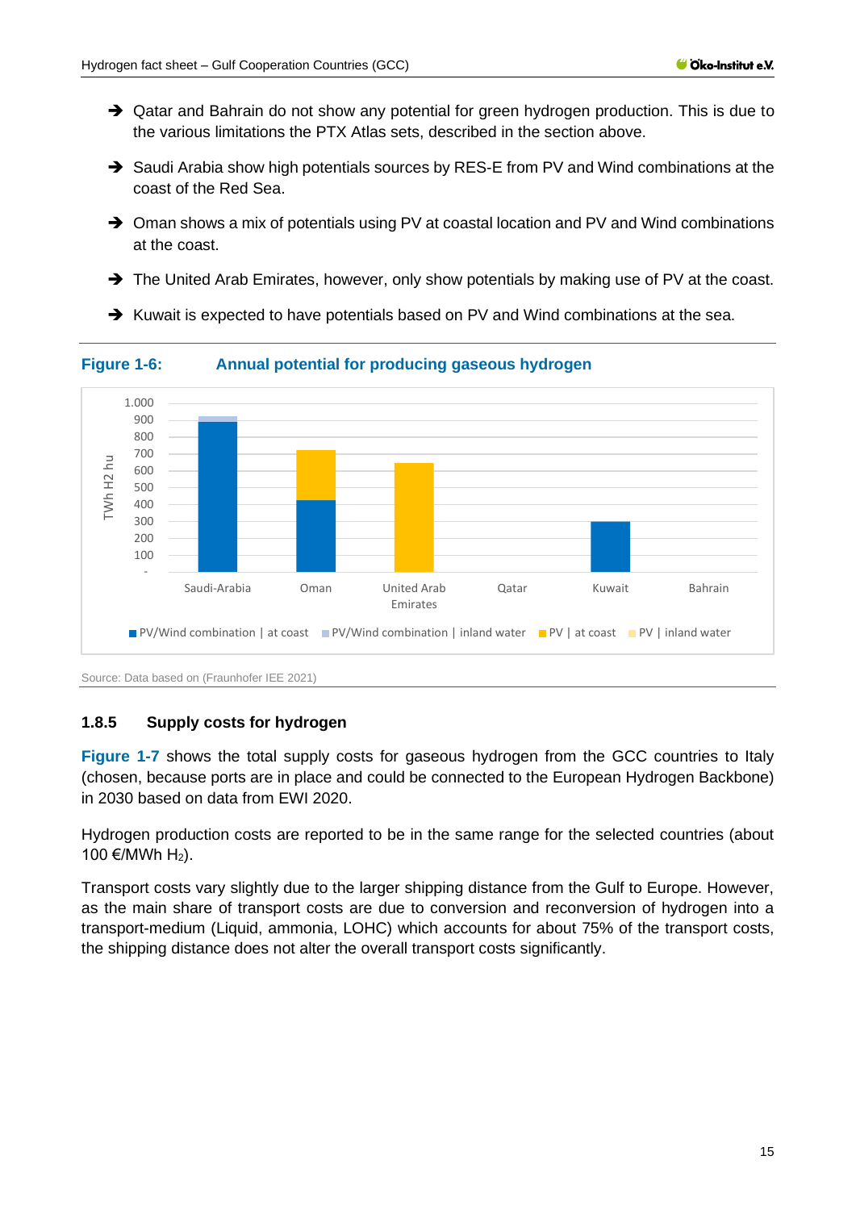- ➔ Qatar and Bahrain do not show any potential for green hydrogen production. This is due to the various limitations the PTX Atlas sets, described in the section above.
- ➔ Saudi Arabia show high potentials sources by RES-E from PV and Wind combinations at the coast of the Red Sea.
- ➔ Oman shows a mix of potentials using PV at coastal location and PV and Wind combinations at the coast.
- ➔ The United Arab Emirates, however, only show potentials by making use of PV at the coast.
- ➔ Kuwait is expected to have potentials based on PV and Wind combinations at the sea.

**Figure 1-6: Annual potential for producing gaseous hydrogen**

Source: Data based on (Fraunhofer IEE 2021)

### 1.8.5 Supply costs for hydrogen

Figure 1-7 shows the total supply costs for gaseous hydrogen from the GCC countries to Italy (chosen, because ports are in place and could be connected to the European Hydrogen Backbone) in 2030 based on data from EWI 2020.

Hydrogen production costs are reported to be in the same range for the selected countries (about 100 €/MWh $H_2$).

Transport costs vary slightly due to the larger shipping distance from the Gulf to Europe. However, as the main share of transport costs are due to conversion and reconversion of hydrogen into a transport-medium (Liquid, ammonia, LOHC) which accounts for about 75% of the transport costs, the shipping distance does not alter the overall transport costs significantly.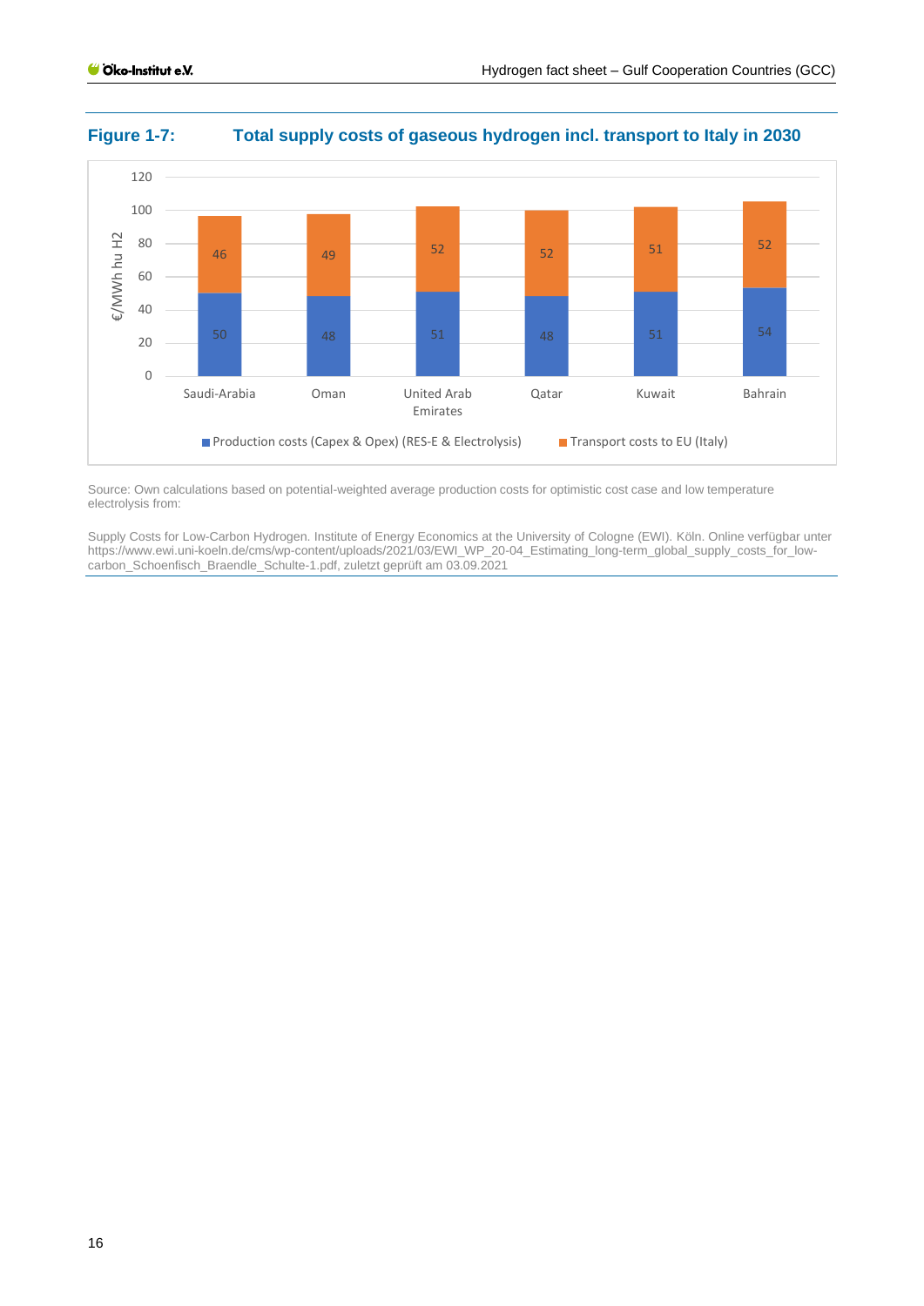**Figure 1-7: Total supply costs of gaseous hydrogen incl. transport to Italy in 2030**

| | Saudi-Arabia | Oman | United Arab Emirates | Qatar | Kuwait | Bahrain |
|---|---|---|---|---|---|---|
| Production costs (Capex & Opex) (RES-E & Electrolysis) | 50 | 48 | 51 | 48 | 51 | 54 |
| Transport costs to EU (Italy) | 46 | 49 | 52 | 52 | 51 | 52 |

€/MWh hu H2

Source: Own calculations based on potential-weighted average production costs for optimistic cost case and low temperature electrolysis from:

Supply Costs for Low-Carbon Hydrogen. Institute of Energy Economics at the University of Cologne (EWI). Köln. Online verfügbar unter https://www.ewi.uni-koeln.de/cms/wp-content/uploads/2021/03/EWI_WP_20-04_Estimating_long-term_global_supply_costs_for_low-carbon_Schoenfisch_Braendle_Schulte-1.pdf, zuletzt geprüft am 03.09.2021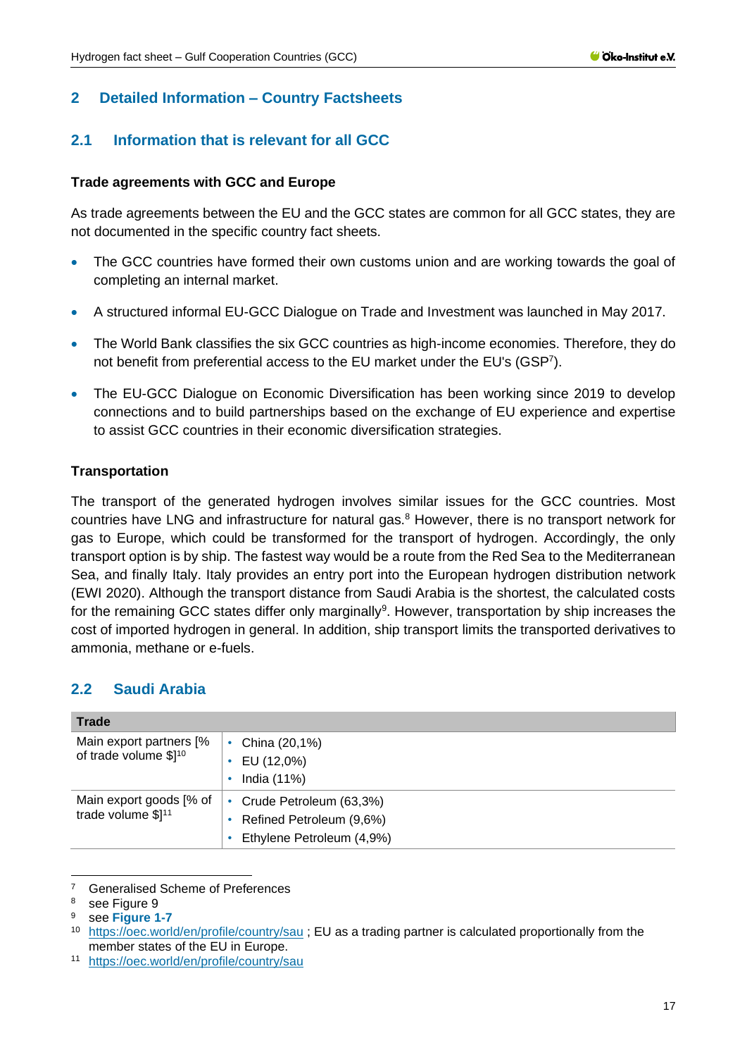## 2 Detailed Information – Country Factsheets

### 2.1 Information that is relevant for all GCC

**Trade agreements with GCC and Europe**

As trade agreements between the EU and the GCC states are common for all GCC states, they are not documented in the specific country fact sheets.

- The GCC countries have formed their own customs union and are working towards the goal of completing an internal market.
- A structured informal EU-GCC Dialogue on Trade and Investment was launched in May 2017.
- The World Bank classifies the six GCC countries as high-income economies. Therefore, they do not benefit from preferential access to the EU market under the EU's (GSP[7]).
- The EU-GCC Dialogue on Economic Diversification has been working since 2019 to develop connections and to build partnerships based on the exchange of EU experience and expertise to assist GCC countries in their economic diversification strategies.

**Transportation**

The transport of the generated hydrogen involves similar issues for the GCC countries. Most countries have LNG and infrastructure for natural gas.[8] However, there is no transport network for gas to Europe, which could be transformed for the transport of hydrogen. Accordingly, the only transport option is by ship. The fastest way would be a route from the Red Sea to the Mediterranean Sea, and finally Italy. Italy provides an entry port into the European hydrogen distribution network (EWI 2020). Although the transport distance from Saudi Arabia is the shortest, the calculated costs for the remaining GCC states differ only marginally[9]. However, transportation by ship increases the cost of imported hydrogen in general. In addition, ship transport limits the transported derivatives to ammonia, methane or e-fuels.

### 2.2 Saudi Arabia

| Trade | |
|---|---|
| Main export partners [% of trade volume $][10] | • China (20,1%)<br>• EU (12,0%)<br>• India (11%) |
| Main export goods [% of trade volume $][11] | • Crude Petroleum (63,3%)<br>• Refined Petroleum (9,6%)<br>• Ethylene Petroleum (4,9%) |

[7] Generalised Scheme of Preferences

[8] see Figure 9

[9] see **Figure 1-7**

[10] https://oec.world/en/profile/country/sau ; EU as a trading partner is calculated proportionally from the member states of the EU in Europe.

[11] https://oec.world/en/profile/country/sau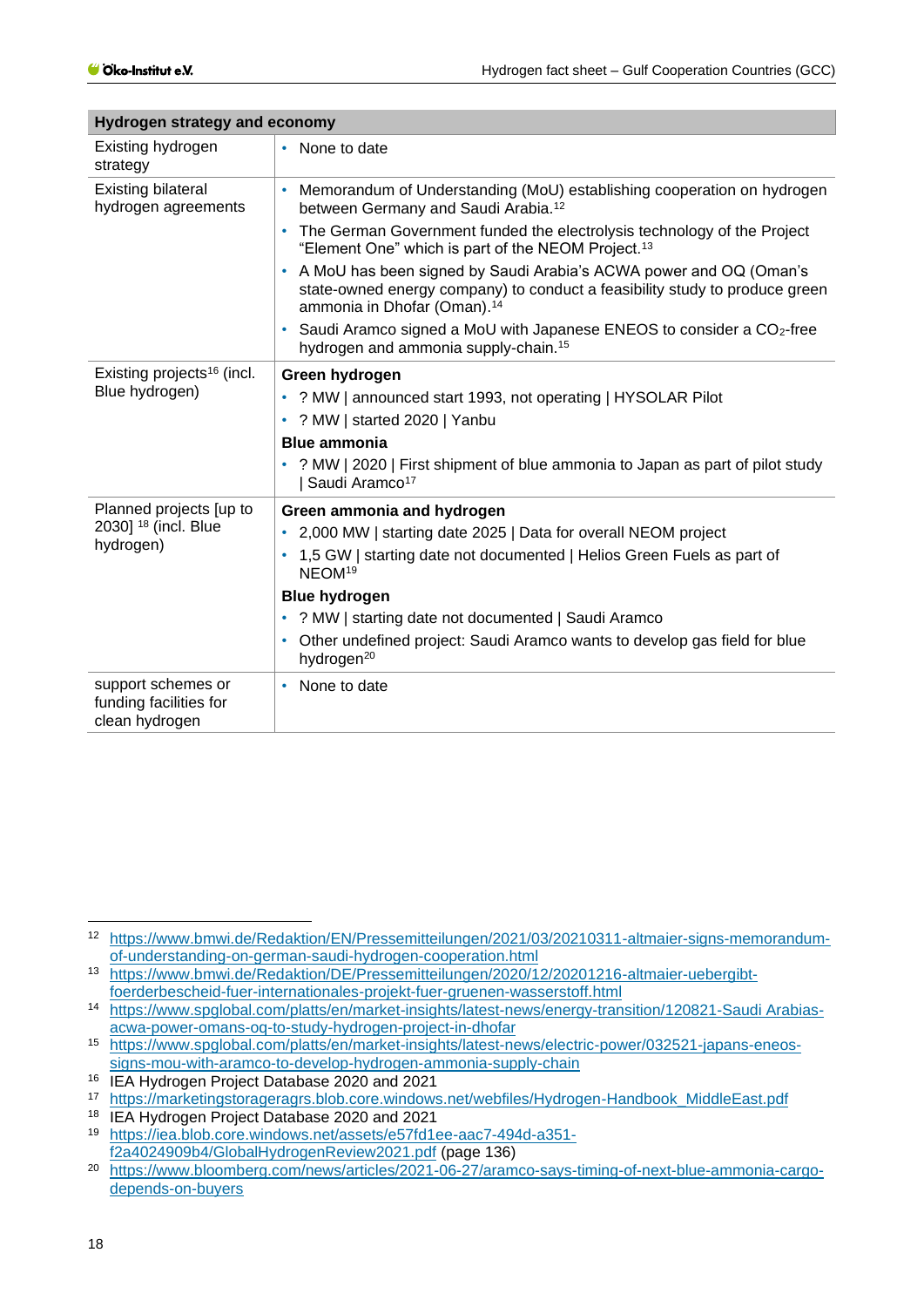| Hydrogen strategy and economy | |
|---|---|
| Existing hydrogen strategy | • None to date |
| Existing bilateral hydrogen agreements | • Memorandum of Understanding (MoU) establishing cooperation on hydrogen between Germany and Saudi Arabia.[12]<br>• The German Government funded the electrolysis technology of the Project "Element One" which is part of the NEOM Project.[13]<br>• A MoU has been signed by Saudi Arabia's ACWA power and OQ (Oman's state-owned energy company) to conduct a feasibility study to produce green ammonia in Dhofar (Oman).[14]<br>• Saudi Aramco signed a MoU with Japanese ENEOS to consider a $CO_2$-free hydrogen and ammonia supply-chain.[15] |
| Existing projects[16] (incl. Blue hydrogen) | **Green hydrogen**<br>• ? MW \| announced start 1993, not operating \| HYSOLAR Pilot<br>• ? MW \| started 2020 \| Yanbu<br>**Blue ammonia**<br>• ? MW \| 2020 \| First shipment of blue ammonia to Japan as part of pilot study \| Saudi Aramco[17] |
| Planned projects [up to 2030] [18] (incl. Blue hydrogen) | **Green ammonia and hydrogen**<br>• 2,000 MW \| starting date 2025 \| Data for overall NEOM project<br>• 1,5 GW \| starting date not documented \| Helios Green Fuels as part of NEOM[19]<br>**Blue hydrogen**<br>• ? MW \| starting date not documented \| Saudi Aramco<br>• Other undefined project: Saudi Aramco wants to develop gas field for blue hydrogen[20] |
| support schemes or funding facilities for clean hydrogen | • None to date |

---

[12] https://www.bmwi.de/Redaktion/EN/Pressemitteilungen/2021/03/20210311-altmaier-signs-memorandum-of-understanding-on-german-saudi-hydrogen-cooperation.html

[13] https://www.bmwi.de/Redaktion/DE/Pressemitteilungen/2020/12/20201216-altmaier-uebergibt-foerderbescheid-fuer-internationales-projekt-fuer-gruenen-wasserstoff.html

[14] https://www.spglobal.com/platts/en/market-insights/latest-news/energy-transition/120821-Saudi Arabias-acwa-power-omans-oq-to-study-hydrogen-project-in-dhofar

[15] https://www.spglobal.com/platts/en/market-insights/latest-news/electric-power/032521-japans-eneos-signs-mou-with-aramco-to-develop-hydrogen-ammonia-supply-chain

[16] IEA Hydrogen Project Database 2020 and 2021

[17] https://marketingstorageragrs.blob.core.windows.net/webfiles/Hydrogen-Handbook_MiddleEast.pdf

[18] IEA Hydrogen Project Database 2020 and 2021

[19] https://iea.blob.core.windows.net/assets/e57fd1ee-aac7-494d-a351-f2a4024909b4/GlobalHydrogenReview2021.pdf (page 136)

[20] https://www.bloomberg.com/news/articles/2021-06-27/aramco-says-timing-of-next-blue-ammonia-cargo-depends-on-buyers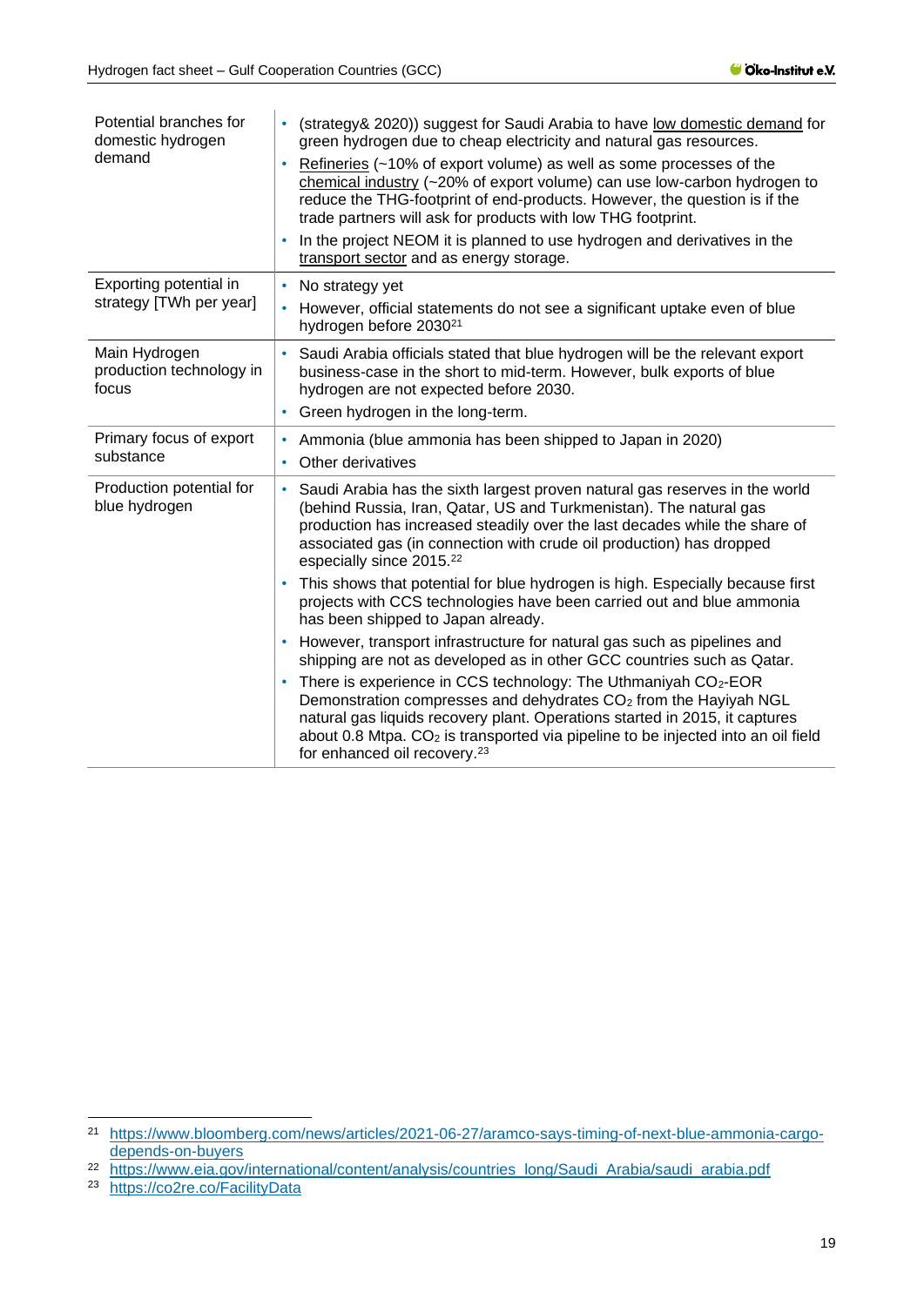| | |
|---|---|
| Potential branches for domestic hydrogen demand | • (strategy& 2020)) suggest for Saudi Arabia to have low domestic demand for green hydrogen due to cheap electricity and natural gas resources.<br>• Refineries (~10% of export volume) as well as some processes of the chemical industry (~20% of export volume) can use low-carbon hydrogen to reduce the THG-footprint of end-products. However, the question is if the trade partners will ask for products with low THG footprint.<br>• In the project NEOM it is planned to use hydrogen and derivatives in the transport sector and as energy storage. |
| Exporting potential in strategy [TWh per year] | • No strategy yet<br>• However, official statements do not see a significant uptake even of blue hydrogen before 2030[21] |
| Main Hydrogen production technology in focus | • Saudi Arabia officials stated that blue hydrogen will be the relevant export business-case in the short to mid-term. However, bulk exports of blue hydrogen are not expected before 2030.<br>• Green hydrogen in the long-term. |
| Primary focus of export substance | • Ammonia (blue ammonia has been shipped to Japan in 2020)<br>• Other derivatives |
| Production potential for blue hydrogen | • Saudi Arabia has the sixth largest proven natural gas reserves in the world (behind Russia, Iran, Qatar, US and Turkmenistan). The natural gas production has increased steadily over the last decades while the share of associated gas (in connection with crude oil production) has dropped especially since 2015.[22]<br>• This shows that potential for blue hydrogen is high. Especially because first projects with CCS technologies have been carried out and blue ammonia has been shipped to Japan already.<br>• However, transport infrastructure for natural gas such as pipelines and shipping are not as developed as in other GCC countries such as Qatar.<br>• There is experience in CCS technology: The Uthmaniyah $CO_2$-EOR Demonstration compresses and dehydrates $CO_2$ from the Hayiyah NGL natural gas liquids recovery plant. Operations started in 2015, it captures about 0.8 Mtpa. $CO_2$ is transported via pipeline to be injected into an oil field for enhanced oil recovery.[23] |

[21] https://www.bloomberg.com/news/articles/2021-06-27/aramco-says-timing-of-next-blue-ammonia-cargo-depends-on-buyers

[22] https://www.eia.gov/international/content/analysis/countries_long/Saudi_Arabia/saudi_arabia.pdf

[23] https://co2re.co/FacilityData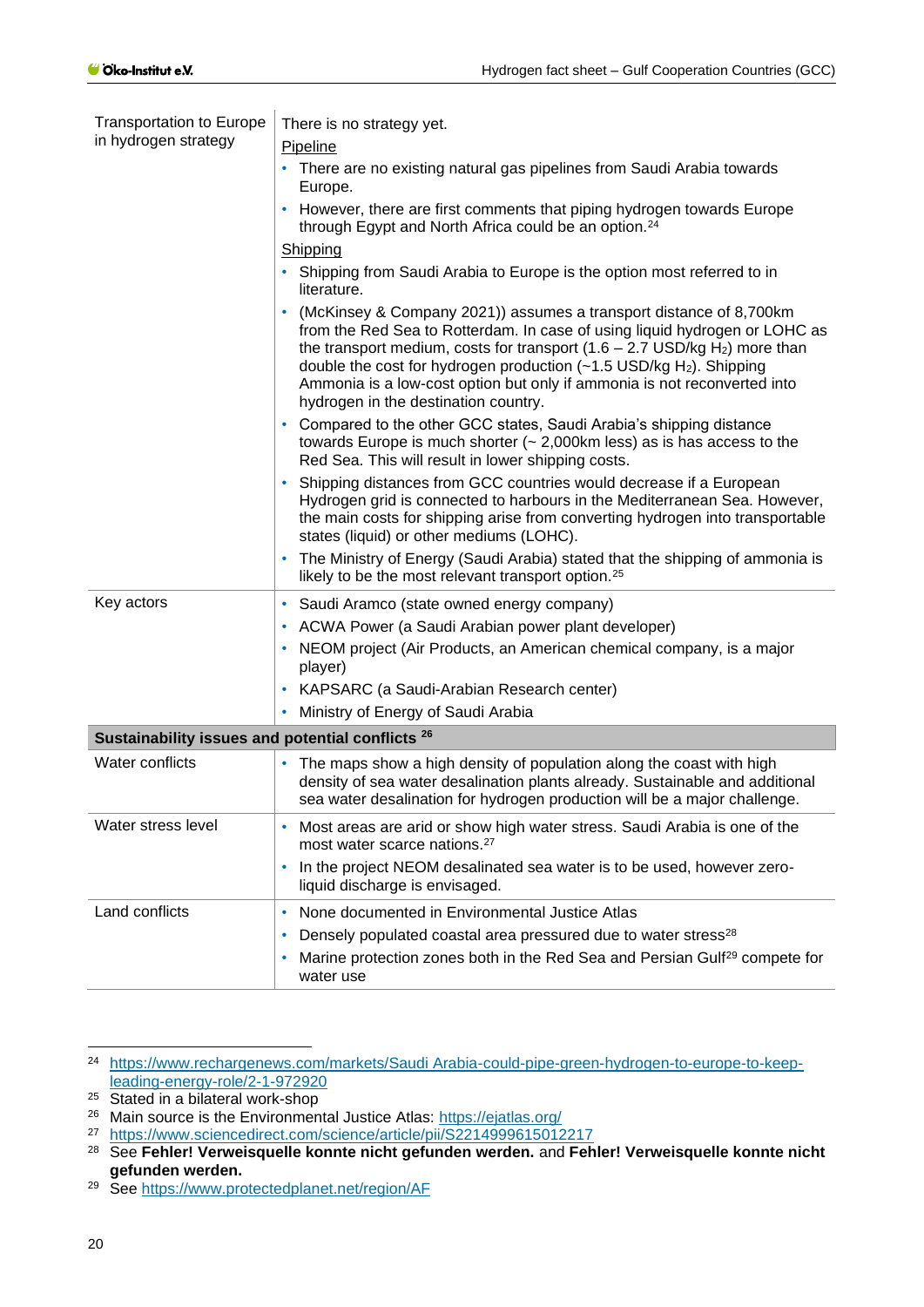| | |
|---|---|
| Transportation to Europe in hydrogen strategy | There is no strategy yet.<br>Pipeline<br>• There are no existing natural gas pipelines from Saudi Arabia towards Europe.<br>• However, there are first comments that piping hydrogen towards Europe through Egypt and North Africa could be an option.[24]<br>Shipping<br>• Shipping from Saudi Arabia to Europe is the option most referred to in literature.<br>• (McKinsey & Company 2021)) assumes a transport distance of 8,700km from the Red Sea to Rotterdam. In case of using liquid hydrogen or LOHC as the transport medium, costs for transport (1.6 – 2.7 USD/kg $H_2$) more than double the cost for hydrogen production (~1.5 USD/kg $H_2$). Shipping Ammonia is a low-cost option but only if ammonia is not reconverted into hydrogen in the destination country.<br>• Compared to the other GCC states, Saudi Arabia's shipping distance towards Europe is much shorter (~ 2,000km less) as is has access to the Red Sea. This will result in lower shipping costs.<br>• Shipping distances from GCC countries would decrease if a European Hydrogen grid is connected to harbours in the Mediterranean Sea. However, the main costs for shipping arise from converting hydrogen into transportable states (liquid) or other mediums (LOHC).<br>• The Ministry of Energy (Saudi Arabia) stated that the shipping of ammonia is likely to be the most relevant transport option.[25] |
| Key actors | • Saudi Aramco (state owned energy company)<br>• ACWA Power (a Saudi Arabian power plant developer)<br>• NEOM project (Air Products, an American chemical company, is a major player)<br>• KAPSARC (a Saudi-Arabian Research center)<br>• Ministry of Energy of Saudi Arabia |
| **Sustainability issues and potential conflicts** [26] | |
| Water conflicts | • The maps show a high density of population along the coast with high density of sea water desalination plants already. Sustainable and additional sea water desalination for hydrogen production will be a major challenge. |
| Water stress level | • Most areas are arid or show high water stress. Saudi Arabia is one of the most water scarce nations.[27]<br>• In the project NEOM desalinated sea water is to be used, however zero-liquid discharge is envisaged. |
| Land conflicts | • None documented in Environmental Justice Atlas<br>• Densely populated coastal area pressured due to water stress[28]<br>• Marine protection zones both in the Red Sea and Persian Gulf[29] compete for water use |

[24] https://www.rechargenews.com/markets/Saudi Arabia-could-pipe-green-hydrogen-to-europe-to-keep-leading-energy-role/2-1-972920
[25] Stated in a bilateral work-shop
[26] Main source is the Environmental Justice Atlas: https://ejatlas.org/
[27] https://www.sciencedirect.com/science/article/pii/S2214999615012217
[28] See **Fehler! Verweisquelle konnte nicht gefunden werden.** and **Fehler! Verweisquelle konnte nicht gefunden werden.**
[29] See https://www.protectedplanet.net/region/AF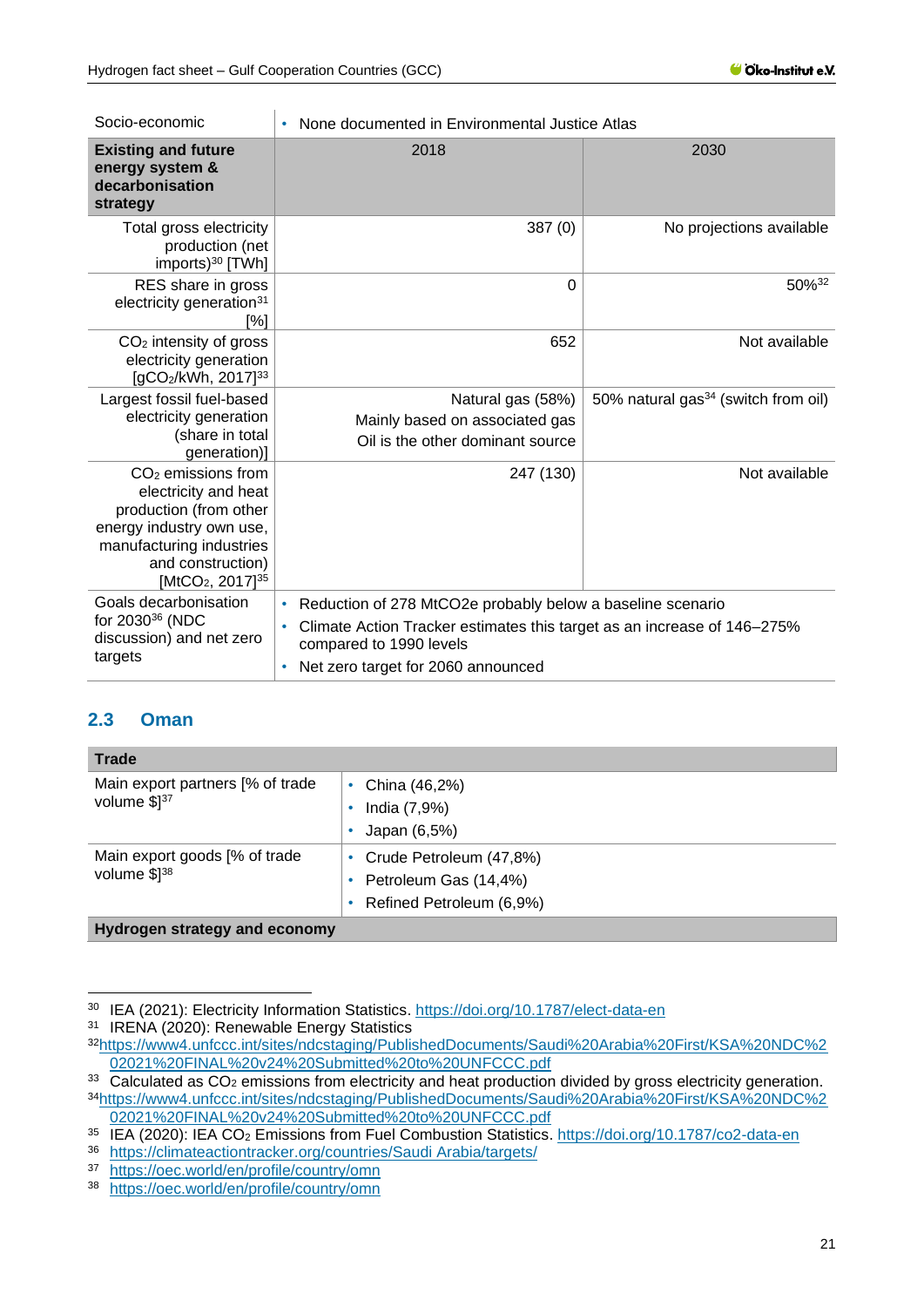| Socio-economic | • None documented in Environmental Justice Atlas | |
|---|---|---|
| **Existing and future energy system & decarbonisation strategy** | 2018 | 2030 |
| Total gross electricity production (net imports)[30] [TWh] | 387 (0) | No projections available |
| RES share in gross electricity generation[31] [%] | 0 | 50%[32] |
| $CO_2$ intensity of gross electricity generation [$gCO_2$/kWh, 2017][33] | 652 | Not available |
| Largest fossil fuel-based electricity generation (share in total generation)] | Natural gas (58%) Mainly based on associated gas Oil is the other dominant source | 50% natural gas[34] (switch from oil) |
| $CO_2$ emissions from electricity and heat production (from other energy industry own use, manufacturing industries and construction) [$MtCO_2$, 2017][35] | 247 (130) | Not available |
| Goals decarbonisation for 2030[36] (NDC discussion) and net zero targets | • Reduction of 278 MtCO2e probably below a baseline scenario<br>• Climate Action Tracker estimates this target as an increase of 146–275% compared to 1990 levels<br>• Net zero target for 2060 announced | |

## 2.3 Oman

| **Trade** | |
|---|---|
| Main export partners [% of trade volume $][37] | • China (46,2%)<br>• India (7,9%)<br>• Japan (6,5%) |
| Main export goods [% of trade volume $][38] | • Crude Petroleum (47,8%)<br>• Petroleum Gas (14,4%)<br>• Refined Petroleum (6,9%) |
| **Hydrogen strategy and economy** | |

---

30 IEA (2021): Electricity Information Statistics. https://doi.org/10.1787/elect-data-en
31 IRENA (2020): Renewable Energy Statistics
32 https://www4.unfccc.int/sites/ndcstaging/PublishedDocuments/Saudi%20Arabia%20First/KSA%20NDC%202021%20FINAL%20v24%20Submitted%20to%20UNFCCC.pdf
33 Calculated as $CO_2$ emissions from electricity and heat production divided by gross electricity generation.
34 https://www4.unfccc.int/sites/ndcstaging/PublishedDocuments/Saudi%20Arabia%20First/KSA%20NDC%202021%20FINAL%20v24%20Submitted%20to%20UNFCCC.pdf
35 IEA (2020): IEA $CO_2$ Emissions from Fuel Combustion Statistics. https://doi.org/10.1787/co2-data-en
36 https://climateactiontracker.org/countries/Saudi Arabia/targets/
37 https://oec.world/en/profile/country/omn
38 https://oec.world/en/profile/country/omn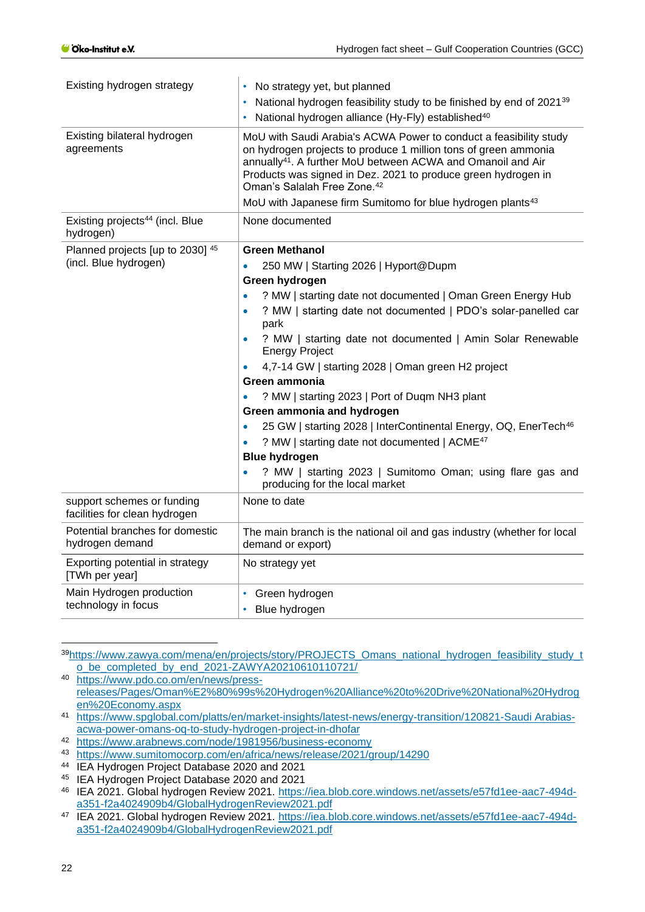| | |
|---|---|
| Existing hydrogen strategy | • No strategy yet, but planned<br>• National hydrogen feasibility study to be finished by end of 2021[39]<br>• National hydrogen alliance (Hy-Fly) established[40] |
| Existing bilateral hydrogen agreements | MoU with Saudi Arabia's ACWA Power to conduct a feasibility study on hydrogen projects to produce 1 million tons of green ammonia annually[41]. A further MoU between ACWA and Omanoil and Air Products was signed in Dez. 2021 to produce green hydrogen in Oman's Salalah Free Zone.[42]<br>MoU with Japanese firm Sumitomo for blue hydrogen plants[43] |
| Existing projects[44] (incl. Blue hydrogen) | None documented |
| Planned projects [up to 2030] [45] (incl. Blue hydrogen) | **Green Methanol**<br>• 250 MW \| Starting 2026 \| Hyport@Dupm<br>**Green hydrogen**<br>• ? MW \| starting date not documented \| Oman Green Energy Hub<br>• ? MW \| starting date not documented \| PDO's solar-panelled car park<br>• ? MW \| starting date not documented \| Amin Solar Renewable Energy Project<br>• 4,7-14 GW \| starting 2028 \| Oman green H2 project<br>**Green ammonia**<br>• ? MW \| starting 2023 \| Port of Duqm NH3 plant<br>**Green ammonia and hydrogen**<br>• 25 GW \| starting 2028 \| InterContinental Energy, OQ, EnerTech[46]<br>• ? MW \| starting date not documented \| ACME[47]<br>**Blue hydrogen**<br>• ? MW \| starting 2023 \| Sumitomo Oman; using flare gas and producing for the local market |
| support schemes or funding facilities for clean hydrogen | None to date |
| Potential branches for domestic hydrogen demand | The main branch is the national oil and gas industry (whether for local demand or export) |
| Exporting potential in strategy [TWh per year] | No strategy yet |
| Main Hydrogen production technology in focus | • Green hydrogen<br>• Blue hydrogen |

[39] https://www.zawya.com/mena/en/projects/story/PROJECTS_Omans_national_hydrogen_feasibility_study_to_be_completed_by_end_2021-ZAWYA20210610110721/

[40] https://www.pdo.co.om/en/news/press-releases/Pages/Oman%E2%80%99s%20Hydrogen%20Alliance%20to%20Drive%20National%20Hydrogen%20Economy.aspx

[41] https://www.spglobal.com/platts/en/market-insights/latest-news/energy-transition/120821-Saudi Arabias-acwa-power-omans-oq-to-study-hydrogen-project-in-dhofar

[42] https://www.arabnews.com/node/1981956/business-economy

[43] https://www.sumitomocorp.com/en/africa/news/release/2021/group/14290

[44] IEA Hydrogen Project Database 2020 and 2021

[45] IEA Hydrogen Project Database 2020 and 2021

[46] IEA 2021. Global hydrogen Review 2021. https://iea.blob.core.windows.net/assets/e57fd1ee-aac7-494d-a351-f2a4024909b4/GlobalHydrogenReview2021.pdf

[47] IEA 2021. Global hydrogen Review 2021. https://iea.blob.core.windows.net/assets/e57fd1ee-aac7-494d-a351-f2a4024909b4/GlobalHydrogenReview2021.pdf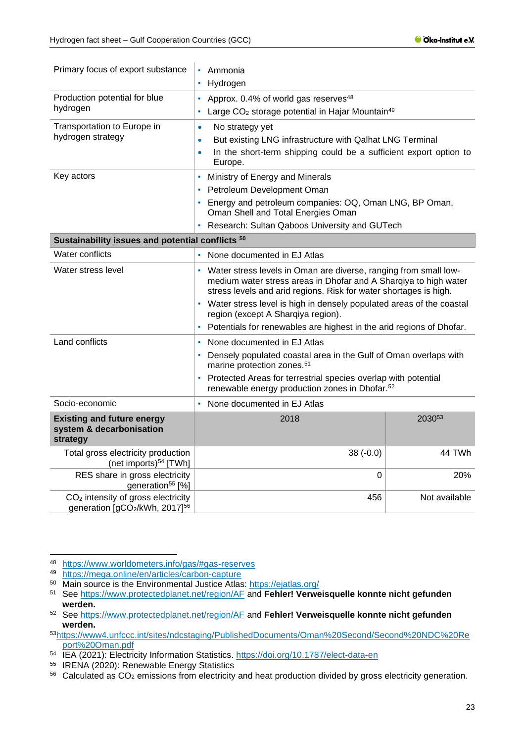| | | |
|---|---|---|
| Primary focus of export substance | • Ammonia<br>• Hydrogen | |
| Production potential for blue hydrogen | • Approx. 0.4% of world gas reserves[48]<br>• Large $CO_2$ storage potential in Hajar Mountain[49] | |
| Transportation to Europe in hydrogen strategy | • No strategy yet<br>• But existing LNG infrastructure with Qalhat LNG Terminal<br>• In the short-term shipping could be a sufficient export option to Europe. | |
| Key actors | • Ministry of Energy and Minerals<br>• Petroleum Development Oman<br>• Energy and petroleum companies: OQ, Oman LNG, BP Oman, Oman Shell and Total Energies Oman<br>• Research: Sultan Qaboos University and GUTech | |
| **Sustainability issues and potential conflicts** [50] | | |
| Water conflicts | • None documented in EJ Atlas | |
| Water stress level | • Water stress levels in Oman are diverse, ranging from small low-medium water stress areas in Dhofar and A Sharqiya to high water stress levels and arid regions. Risk for water shortages is high.<br>• Water stress level is high in densely populated areas of the coastal region (except A Sharqiya region).<br>• Potentials for renewables are highest in the arid regions of Dhofar. | |
| Land conflicts | • None documented in EJ Atlas<br>• Densely populated coastal area in the Gulf of Oman overlaps with marine protection zones.[51]<br>• Protected Areas for terrestrial species overlap with potential renewable energy production zones in Dhofar.[52] | |
| Socio-economic | • None documented in EJ Atlas | |
| **Existing and future energy system & decarbonisation strategy** | 2018 | 2030[53] |
| Total gross electricity production (net imports)[54] [TWh] | 38 (-0.0) | 44 TWh |
| RES share in gross electricity generation[55] [%] | 0 | 20% |
| $CO_2$ intensity of gross electricity generation [$gCO_2$/kWh, 2017][56] | 456 | Not available |

[48] https://www.worldometers.info/gas/#gas-reserves

[49] https://mega.online/en/articles/carbon-capture

[50] Main source is the Environmental Justice Atlas: https://ejatlas.org/

[51] See https://www.protectedplanet.net/region/AF and **Fehler! Verweisquelle konnte nicht gefunden werden.**

[52] See https://www.protectedplanet.net/region/AF and **Fehler! Verweisquelle konnte nicht gefunden werden.**

[53] https://www4.unfccc.int/sites/ndcstaging/PublishedDocuments/Oman%20Second/Second%20NDC%20Report%20Oman.pdf

[54] IEA (2021): Electricity Information Statistics. https://doi.org/10.1787/elect-data-en

[55] IRENA (2020): Renewable Energy Statistics

[56] Calculated as $CO_2$ emissions from electricity and heat production divided by gross electricity generation.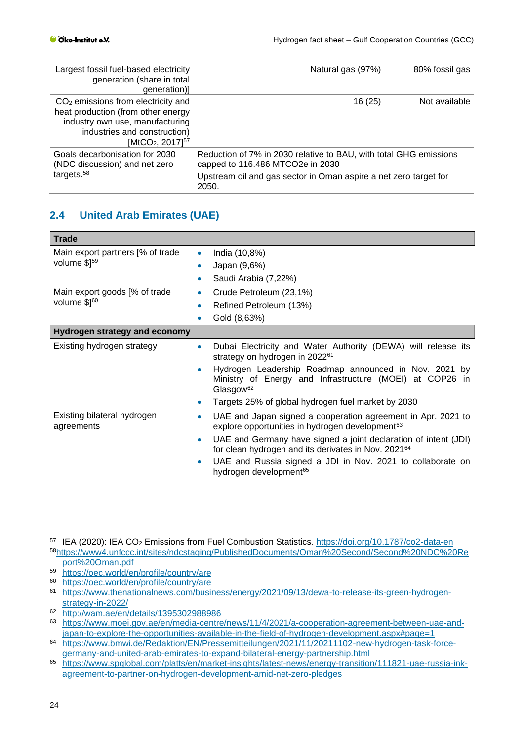| | | |
|---|---|---|
| Largest fossil fuel-based electricity generation (share in total generation)] | Natural gas (97%) | 80% fossil gas |
| $CO_2$ emissions from electricity and heat production (from other energy industry own use, manufacturing industries and construction) [$MtCO_2$, 2017][57] | 16 (25) | Not available |
| Goals decarbonisation for 2030 (NDC discussion) and net zero targets.[58] | Reduction of 7% in 2030 relative to BAU, with total GHG emissions capped to 116.486 MTCO2e in 2030<br>Upstream oil and gas sector in Oman aspire a net zero target for 2050. | |

## 2.4 United Arab Emirates (UAE)

| **Trade** | |
|---|---|
| Main export partners [% of trade volume $][59] | • India (10,8%)<br>• Japan (9,6%)<br>• Saudi Arabia (7,22%) |
| Main export goods [% of trade volume $][60] | • Crude Petroleum (23,1%)<br>• Refined Petroleum (13%)<br>• Gold (8,63%) |
| **Hydrogen strategy and economy** | |
| Existing hydrogen strategy | • Dubai Electricity and Water Authority (DEWA) will release its strategy on hydrogen in 2022[61]<br>• Hydrogen Leadership Roadmap announced in Nov. 2021 by Ministry of Energy and Infrastructure (MOEI) at COP26 in Glasgow[62]<br>• Targets 25% of global hydrogen fuel market by 2030 |
| Existing bilateral hydrogen agreements | • UAE and Japan signed a cooperation agreement in Apr. 2021 to explore opportunities in hydrogen development[63]<br>• UAE and Germany have signed a joint declaration of intent (JDI) for clean hydrogen and its derivates in Nov. 2021[64]<br>• UAE and Russia signed a JDI in Nov. 2021 to collaborate on hydrogen development[65] |

---

[57] IEA (2020): IEA $CO_2$ Emissions from Fuel Combustion Statistics. https://doi.org/10.1787/co2-data-en

[58] https://www4.unfccc.int/sites/ndcstaging/PublishedDocuments/Oman%20Second/Second%20NDC%20Report%20Oman.pdf

[59] https://oec.world/en/profile/country/are

[60] https://oec.world/en/profile/country/are

[61] https://www.thenationalnews.com/business/energy/2021/09/13/dewa-to-release-its-green-hydrogen-strategy-in-2022/

[62] http://wam.ae/en/details/1395302988986

[63] https://www.moei.gov.ae/en/media-centre/news/11/4/2021/a-cooperation-agreement-between-uae-and-japan-to-explore-the-opportunities-available-in-the-field-of-hydrogen-development.aspx#page=1

[64] https://www.bmwi.de/Redaktion/EN/Pressemitteilungen/2021/11/20211102-new-hydrogen-task-force-germany-and-united-arab-emirates-to-expand-bilateral-energy-partnership.html

[65] https://www.spglobal.com/platts/en/market-insights/latest-news/energy-transition/111821-uae-russia-ink-agreement-to-partner-on-hydrogen-development-amid-net-zero-pledges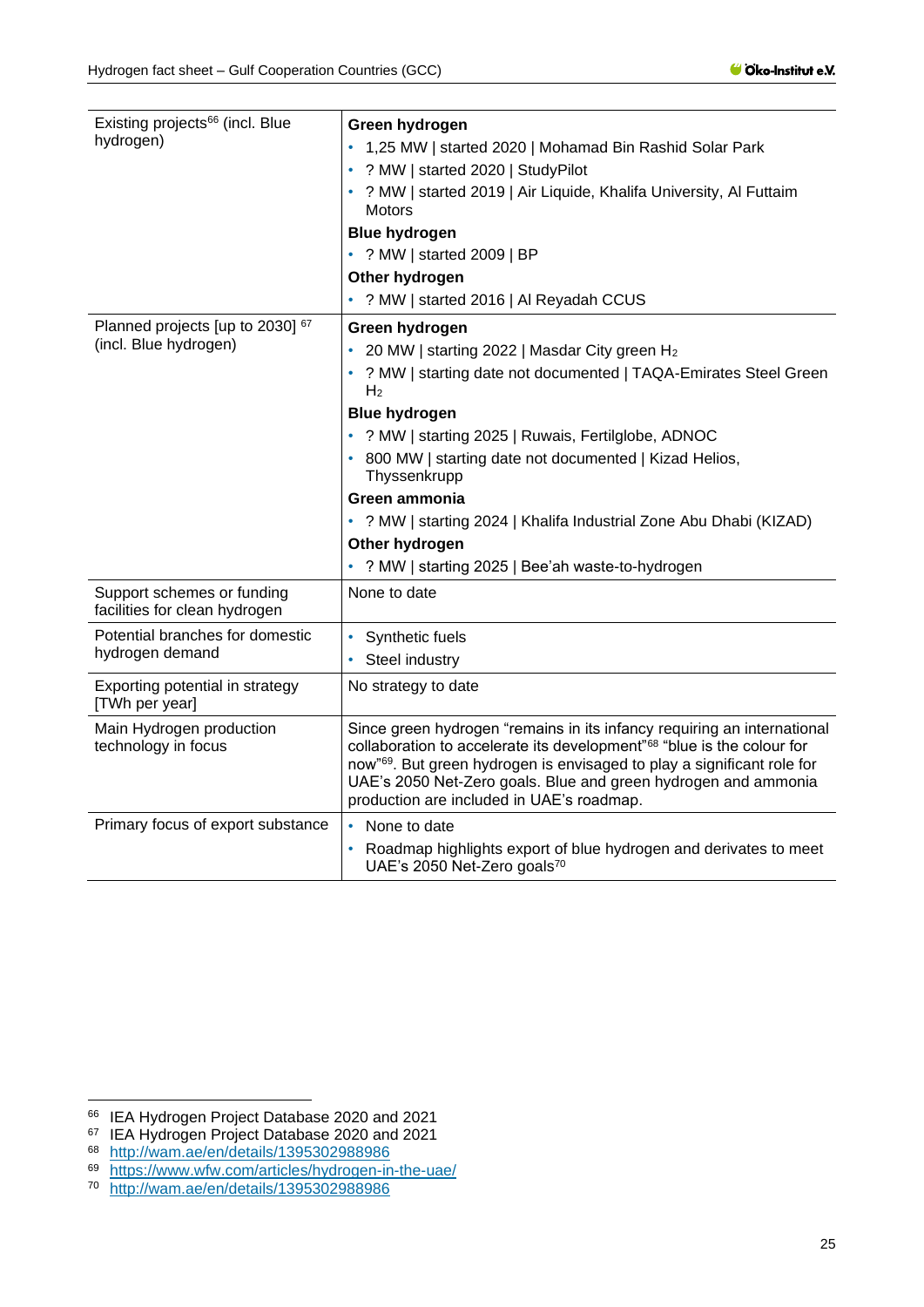| | |
|---|---|
| Existing projects[66] (incl. Blue hydrogen) | **Green hydrogen**<br>• 1,25 MW \| started 2020 \| Mohamad Bin Rashid Solar Park<br>• ? MW \| started 2020 \| StudyPilot<br>• ? MW \| started 2019 \| Air Liquide, Khalifa University, Al Futtaim Motors<br>**Blue hydrogen**<br>• ? MW \| started 2009 \| BP<br>**Other hydrogen**<br>• ? MW \| started 2016 \| Al Reyadah CCUS |
| Planned projects [up to 2030] [67] (incl. Blue hydrogen) | **Green hydrogen**<br>• 20 MW \| starting 2022 \| Masdar City green $H_2$<br>• ? MW \| starting date not documented \| TAQA-Emirates Steel Green $H_2$<br>**Blue hydrogen**<br>• ? MW \| starting 2025 \| Ruwais, Fertilglobe, ADNOC<br>• 800 MW \| starting date not documented \| Kizad Helios, Thyssenkrupp<br>**Green ammonia**<br>• ? MW \| starting 2024 \| Khalifa Industrial Zone Abu Dhabi (KIZAD)<br>**Other hydrogen**<br>• ? MW \| starting 2025 \| Bee'ah waste-to-hydrogen |
| Support schemes or funding facilities for clean hydrogen | None to date |
| Potential branches for domestic hydrogen demand | • Synthetic fuels<br>• Steel industry |
| Exporting potential in strategy [TWh per year] | No strategy to date |
| Main Hydrogen production technology in focus | Since green hydrogen "remains in its infancy requiring an international collaboration to accelerate its development"[68] "blue is the colour for now"[69]. But green hydrogen is envisaged to play a significant role for UAE's 2050 Net-Zero goals. Blue and green hydrogen and ammonia production are included in UAE's roadmap. |
| Primary focus of export substance | • None to date<br>• Roadmap highlights export of blue hydrogen and derivates to meet UAE's 2050 Net-Zero goals[70] |

[66] IEA Hydrogen Project Database 2020 and 2021
[67] IEA Hydrogen Project Database 2020 and 2021
[68] http://wam.ae/en/details/1395302988986
[69] https://www.wfw.com/articles/hydrogen-in-the-uae/
[70] http://wam.ae/en/details/1395302988986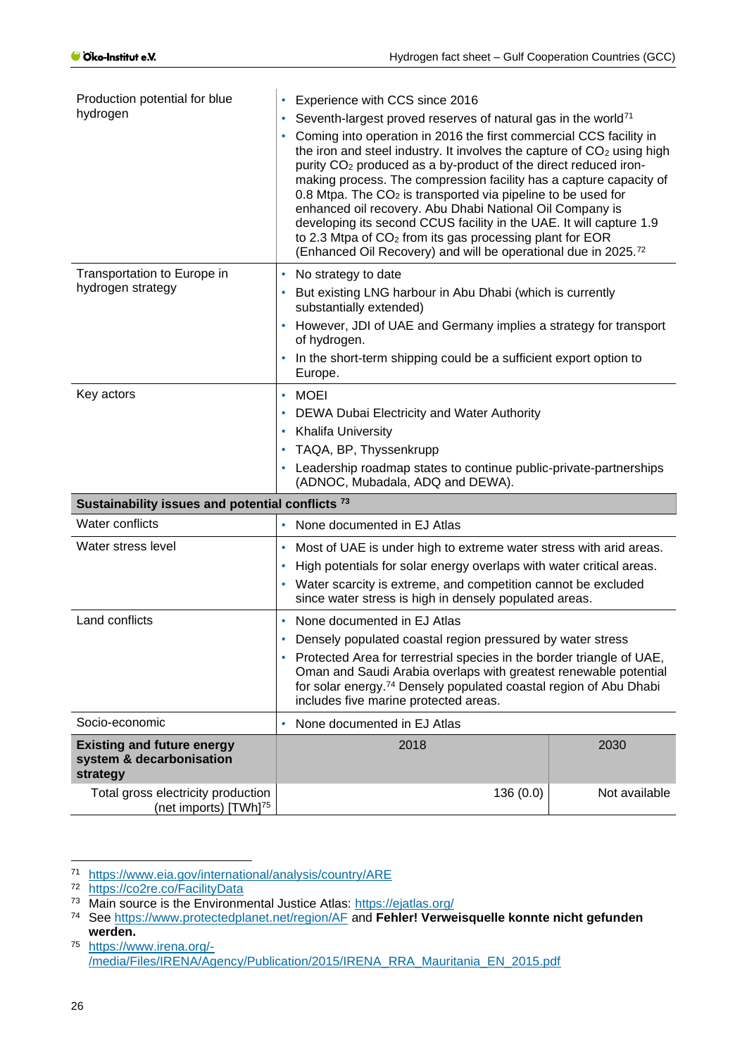| | | |
|---|---|---|
| Production potential for blue hydrogen | • Experience with CCS since 2016<br>• Seventh-largest proved reserves of natural gas in the world[71]<br>• Coming into operation in 2016 the first commercial CCS facility in the iron and steel industry. It involves the capture of $CO_2$ using high purity $CO_2$ produced as a by-product of the direct reduced iron-making process. The compression facility has a capture capacity of 0.8 Mtpa. The $CO_2$ is transported via pipeline to be used for enhanced oil recovery. Abu Dhabi National Oil Company is developing its second CCUS facility in the UAE. It will capture 1.9 to 2.3 Mtpa of $CO_2$ from its gas processing plant for EOR (Enhanced Oil Recovery) and will be operational due in 2025.[72] | |
| Transportation to Europe in hydrogen strategy | • No strategy to date<br>• But existing LNG harbour in Abu Dhabi (which is currently substantially extended)<br>• However, JDI of UAE and Germany implies a strategy for transport of hydrogen.<br>• In the short-term shipping could be a sufficient export option to Europe. | |
| Key actors | • MOEI<br>• DEWA Dubai Electricity and Water Authority<br>• Khalifa University<br>• TAQA, BP, Thyssenkrupp<br>• Leadership roadmap states to continue public-private-partnerships (ADNOC, Mubadala, ADQ and DEWA). | |
| **Sustainability issues and potential conflicts** [73] | | |
| Water conflicts | • None documented in EJ Atlas | |
| Water stress level | • Most of UAE is under high to extreme water stress with arid areas.<br>• High potentials for solar energy overlaps with water critical areas.<br>• Water scarcity is extreme, and competition cannot be excluded since water stress is high in densely populated areas. | |
| Land conflicts | • None documented in EJ Atlas<br>• Densely populated coastal region pressured by water stress<br>• Protected Area for terrestrial species in the border triangle of UAE, Oman and Saudi Arabia overlaps with greatest renewable potential for solar energy.[74] Densely populated coastal region of Abu Dhabi includes five marine protected areas. | |
| Socio-economic | • None documented in EJ Atlas | |
| **Existing and future energy system & decarbonisation strategy** | 2018 | 2030 |
| Total gross electricity production (net imports) [TWh][75] | 136 (0.0) | Not available |

---

[71] https://www.eia.gov/international/analysis/country/ARE

[72] https://co2re.co/FacilityData

[73] Main source is the Environmental Justice Atlas: https://ejatlas.org/

[74] See https://www.protectedplanet.net/region/AF and **Fehler! Verweisquelle konnte nicht gefunden werden.**

[75] https://www.irena.org/-/media/Files/IRENA/Agency/Publication/2015/IRENA_RRA_Mauritania_EN_2015.pdf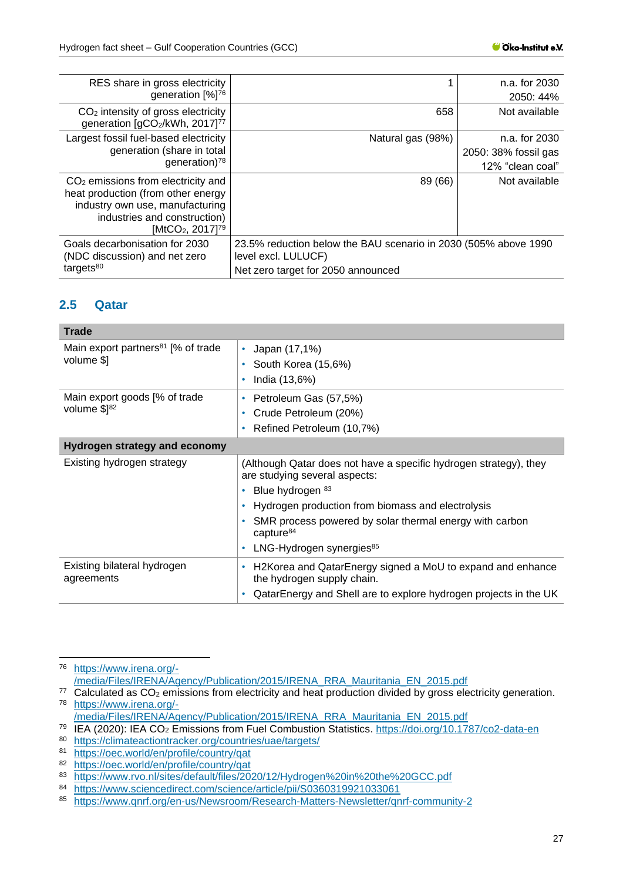| RES share in gross electricity generation [%][76] | 1 | n.a. for 2030<br>2050: 44% |
|---|---|---|
| $CO_2$ intensity of gross electricity generation [$gCO_2$/kWh, 2017][77] | 658 | Not available |
| Largest fossil fuel-based electricity generation (share in total generation)[78] | Natural gas (98%) | n.a. for 2030<br>2050: 38% fossil gas<br>12% "clean coal" |
| $CO_2$ emissions from electricity and heat production (from other energy industry own use, manufacturing industries and construction) [$MtCO_2$, 2017][79] | 89 (66) | Not available |
| Goals decarbonisation for 2030 (NDC discussion) and net zero targets[80] | 23.5% reduction below the BAU scenario in 2030 (505% above 1990 level excl. LULUCF)<br>Net zero target for 2050 announced | |

## 2.5 Qatar

| **Trade** | |
|---|---|
| Main export partners[81] [% of trade volume $] | • Japan (17,1%)<br>• South Korea (15,6%)<br>• India (13,6%) |
| Main export goods [% of trade volume $][82] | • Petroleum Gas (57,5%)<br>• Crude Petroleum (20%)<br>• Refined Petroleum (10,7%) |
| **Hydrogen strategy and economy** | |
| Existing hydrogen strategy | (Although Qatar does not have a specific hydrogen strategy), they are studying several aspects:<br>• Blue hydrogen [83]<br>• Hydrogen production from biomass and electrolysis<br>• SMR process powered by solar thermal energy with carbon capture[84]<br>• LNG-Hydrogen synergies[85] |
| Existing bilateral hydrogen agreements | • H2Korea and QatarEnergy signed a MoU to expand and enhance the hydrogen supply chain.<br>• QatarEnergy and Shell are to explore hydrogen projects in the UK |

---

76 https://www.irena.org/-/media/Files/IRENA/Agency/Publication/2015/IRENA_RRA_Mauritania_EN_2015.pdf

77 Calculated as $CO_2$ emissions from electricity and heat production divided by gross electricity generation.

78 https://www.irena.org/-/media/Files/IRENA/Agency/Publication/2015/IRENA_RRA_Mauritania_EN_2015.pdf

79 IEA (2020): IEA $CO_2$ Emissions from Fuel Combustion Statistics. https://doi.org/10.1787/co2-data-en

80 https://climateactiontracker.org/countries/uae/targets/

81 https://oec.world/en/profile/country/qat

82 https://oec.world/en/profile/country/qat

83 https://www.rvo.nl/sites/default/files/2020/12/Hydrogen%20in%20the%20GCC.pdf

84 https://www.sciencedirect.com/science/article/pii/S0360319921033061

85 https://www.qnrf.org/en-us/Newsroom/Research-Matters-Newsletter/qnrf-community-2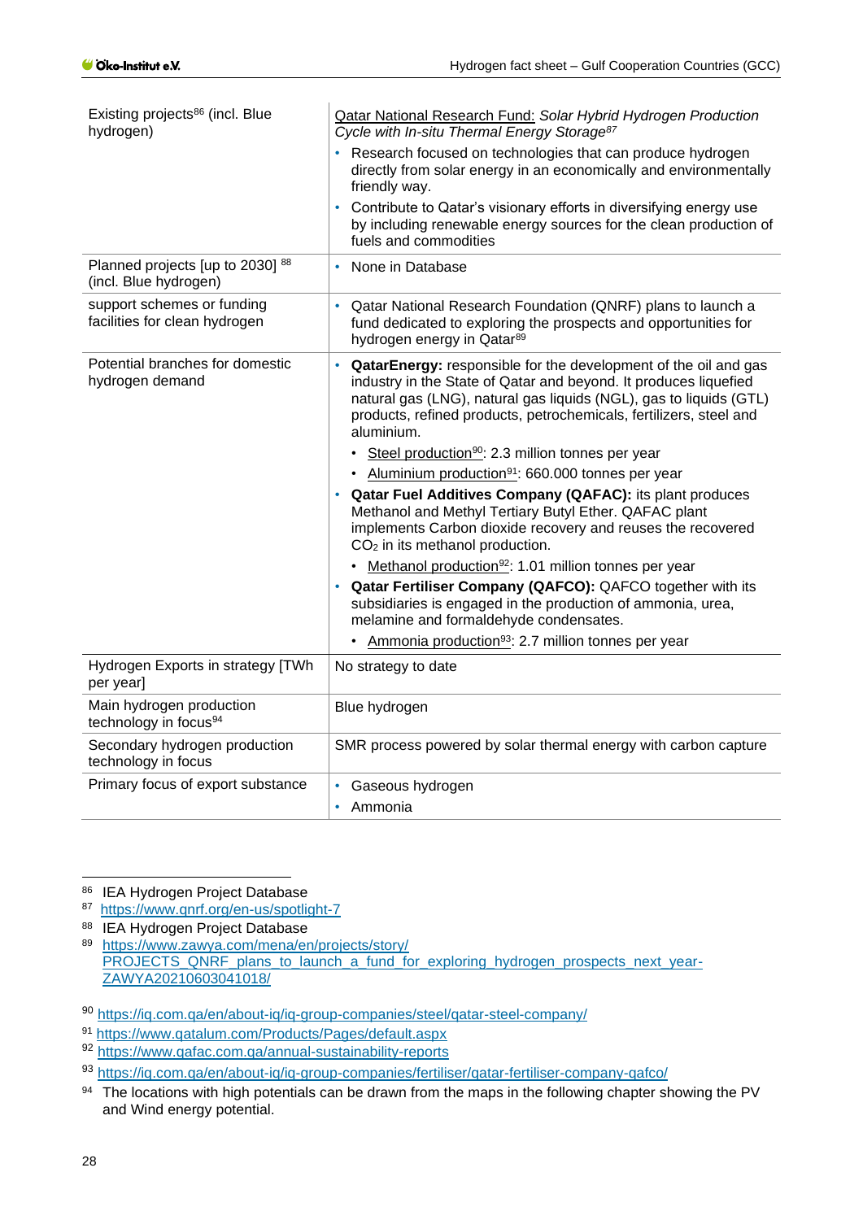| | |
|---|---|
| Existing projects[86] (incl. Blue hydrogen) | Qatar National Research Fund: *Solar Hybrid Hydrogen Production Cycle with In-situ Thermal Energy Storage*[87]<br>• Research focused on technologies that can produce hydrogen directly from solar energy in an economically and environmentally friendly way.<br>• Contribute to Qatar's visionary efforts in diversifying energy use by including renewable energy sources for the clean production of fuels and commodities |
| Planned projects [up to 2030] [88] (incl. Blue hydrogen) | • None in Database |
| support schemes or funding facilities for clean hydrogen | • Qatar National Research Foundation (QNRF) plans to launch a fund dedicated to exploring the prospects and opportunities for hydrogen energy in Qatar[89] |
| Potential branches for domestic hydrogen demand | • **QatarEnergy:** responsible for the development of the oil and gas industry in the State of Qatar and beyond. It produces liquefied natural gas (LNG), natural gas liquids (NGL), gas to liquids (GTL) products, refined products, petrochemicals, fertilizers, steel and aluminium.<br>  • Steel production[90]: 2.3 million tonnes per year<br>  • Aluminium production[91]: 660.000 tonnes per year<br>• **Qatar Fuel Additives Company (QAFAC):** its plant produces Methanol and Methyl Tertiary Butyl Ether. QAFAC plant implements Carbon dioxide recovery and reuses the recovered $CO_2$ in its methanol production.<br>  • Methanol production[92]: 1.01 million tonnes per year<br>• **Qatar Fertiliser Company (QAFCO):** QAFCO together with its subsidiaries is engaged in the production of ammonia, urea, melamine and formaldehyde condensates.<br>  • Ammonia production[93]: 2.7 million tonnes per year |
| Hydrogen Exports in strategy [TWh per year] | No strategy to date |
| Main hydrogen production technology in focus[94] | Blue hydrogen |
| Secondary hydrogen production technology in focus | SMR process powered by solar thermal energy with carbon capture |
| Primary focus of export substance | • Gaseous hydrogen<br>• Ammonia |

[86] IEA Hydrogen Project Database

[87] https://www.qnrf.org/en-us/spotlight-7

[88] IEA Hydrogen Project Database

[89] https://www.zawya.com/mena/en/projects/story/PROJECTS_QNRF_plans_to_launch_a_fund_for_exploring_hydrogen_prospects_next_year-ZAWYA20210603041018/

[90] https://iq.com.qa/en/about-iq/iq-group-companies/steel/qatar-steel-company/

[91] https://www.qatalum.com/Products/Pages/default.aspx

[92] https://www.qafac.com.qa/annual-sustainability-reports

[93] https://iq.com.qa/en/about-iq/iq-group-companies/fertiliser/qatar-fertiliser-company-qafco/

[94] The locations with high potentials can be drawn from the maps in the following chapter showing the PV and Wind energy potential.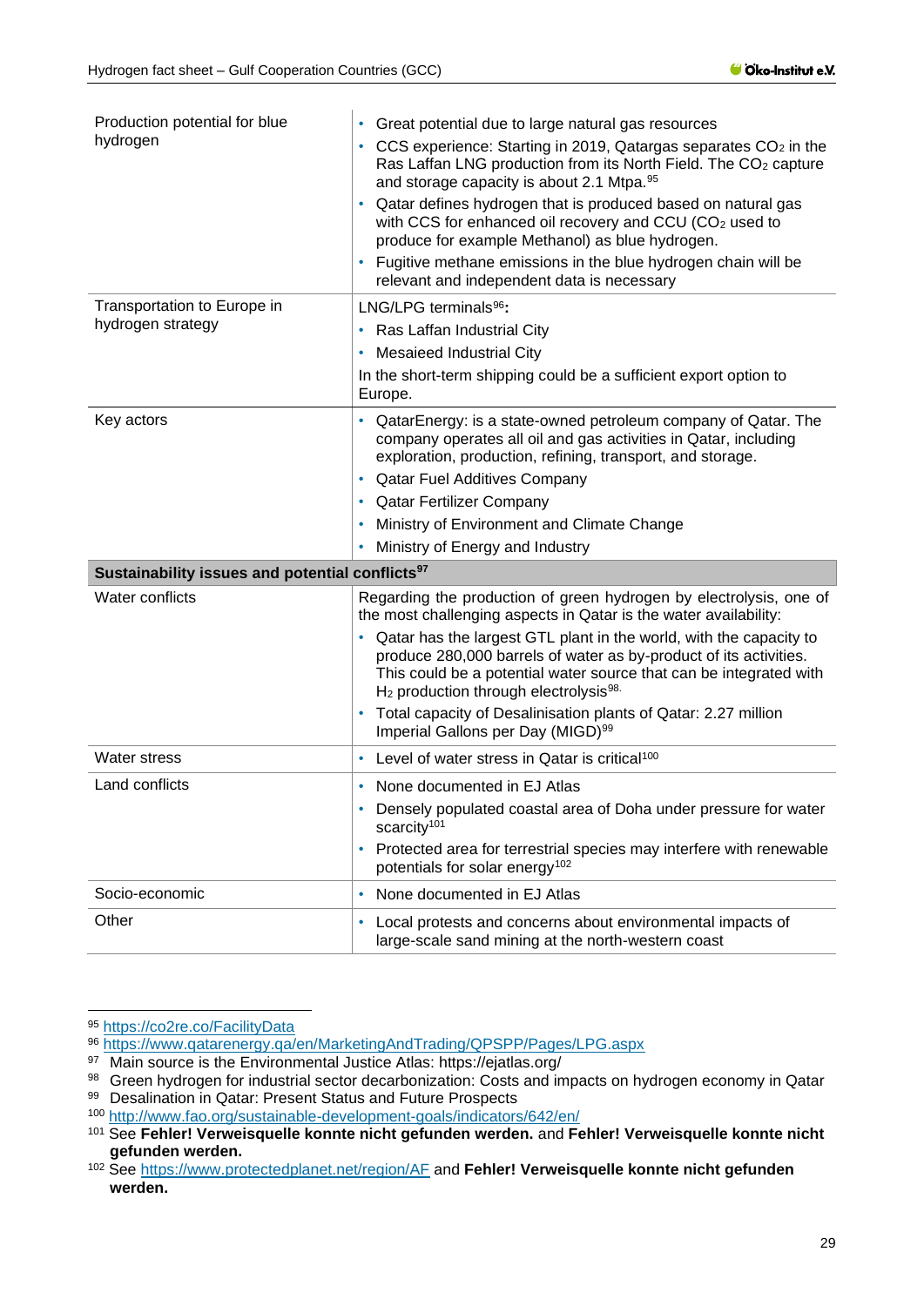| | |
|---|---|
| Production potential for blue hydrogen | • Great potential due to large natural gas resources<br>• CCS experience: Starting in 2019, Qatargas separates $CO_2$ in the Ras Laffan LNG production from its North Field. The $CO_2$ capture and storage capacity is about 2.1 Mtpa.[95]<br>• Qatar defines hydrogen that is produced based on natural gas with CCS for enhanced oil recovery and CCU ($CO_2$ used to produce for example Methanol) as blue hydrogen.<br>• Fugitive methane emissions in the blue hydrogen chain will be relevant and independent data is necessary |
| Transportation to Europe in hydrogen strategy | LNG/LPG terminals[96]:<br>• Ras Laffan Industrial City<br>• Mesaieed Industrial City<br>In the short-term shipping could be a sufficient export option to Europe. |
| Key actors | • QatarEnergy: is a state-owned petroleum company of Qatar. The company operates all oil and gas activities in Qatar, including exploration, production, refining, transport, and storage.<br>• Qatar Fuel Additives Company<br>• Qatar Fertilizer Company<br>• Ministry of Environment and Climate Change<br>• Ministry of Energy and Industry |
| **Sustainability issues and potential conflicts[97]** | |
| Water conflicts | Regarding the production of green hydrogen by electrolysis, one of the most challenging aspects in Qatar is the water availability:<br>• Qatar has the largest GTL plant in the world, with the capacity to produce 280,000 barrels of water as by-product of its activities. This could be a potential water source that can be integrated with $H_2$ production through electrolysis[98].<br>• Total capacity of Desalinisation plants of Qatar: 2.27 million Imperial Gallons per Day (MIGD)[99] |
| Water stress | • Level of water stress in Qatar is critical[100] |
| Land conflicts | • None documented in EJ Atlas<br>• Densely populated coastal area of Doha under pressure for water scarcity[101]<br>• Protected area for terrestrial species may interfere with renewable potentials for solar energy[102] |
| Socio-economic | • None documented in EJ Atlas |
| Other | • Local protests and concerns about environmental impacts of large-scale sand mining at the north-western coast |

[95] https://co2re.co/FacilityData

[96] https://www.qatarenergy.qa/en/MarketingAndTrading/QPSPP/Pages/LPG.aspx

[97] Main source is the Environmental Justice Atlas: https://ejatlas.org/

[98] Green hydrogen for industrial sector decarbonization: Costs and impacts on hydrogen economy in Qatar

[99] Desalination in Qatar: Present Status and Future Prospects

[100] http://www.fao.org/sustainable-development-goals/indicators/642/en/

[101] See **Fehler! Verweisquelle konnte nicht gefunden werden.** and **Fehler! Verweisquelle konnte nicht gefunden werden.**

[102] See https://www.protectedplanet.net/region/AF and **Fehler! Verweisquelle konnte nicht gefunden werden.**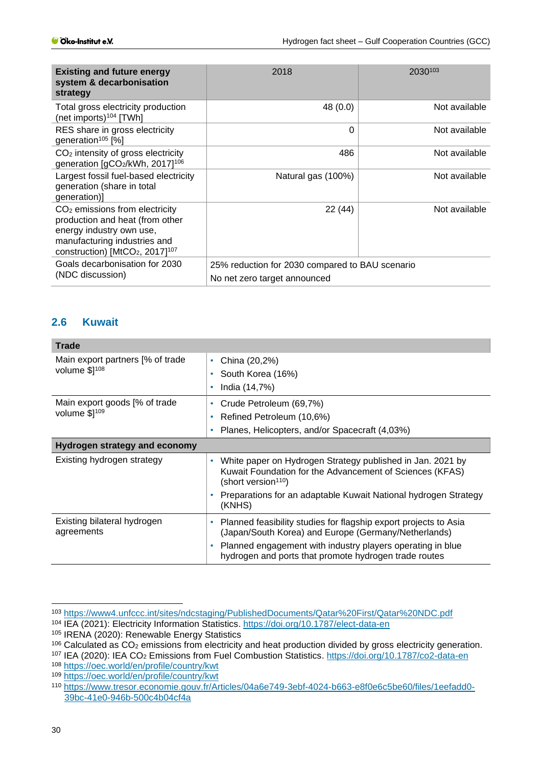| Existing and future energy system & decarbonisation strategy | 2018 | 2030[103] |
|---|---|---|
| Total gross electricity production (net imports)[104] [TWh] | 48 (0.0) | Not available |
| RES share in gross electricity generation[105] [%] | 0 | Not available |
| $CO_2$ intensity of gross electricity generation [$gCO_2$/kWh, 2017][106] | 486 | Not available |
| Largest fossil fuel-based electricity generation (share in total generation)] | Natural gas (100%) | Not available |
| $CO_2$ emissions from electricity production and heat (from other energy industry own use, manufacturing industries and construction) [$MtCO_2$, 2017][107] | 22 (44) | Not available |
| Goals decarbonisation for 2030 (NDC discussion) | 25% reduction for 2030 compared to BAU scenario<br>No net zero target announced | |

## 2.6 Kuwait

| Trade | |
|---|---|
| Main export partners [% of trade volume $][108] | • China (20,2%)<br>• South Korea (16%)<br>• India (14,7%) |
| Main export goods [% of trade volume $][109] | • Crude Petroleum (69,7%)<br>• Refined Petroleum (10,6%)<br>• Planes, Helicopters, and/or Spacecraft (4,03%) |
| **Hydrogen strategy and economy** | |
| Existing hydrogen strategy | • White paper on Hydrogen Strategy published in Jan. 2021 by Kuwait Foundation for the Advancement of Sciences (KFAS) (short version[110])<br>• Preparations for an adaptable Kuwait National hydrogen Strategy (KNHS) |
| Existing bilateral hydrogen agreements | • Planned feasibility studies for flagship export projects to Asia (Japan/South Korea) and Europe (Germany/Netherlands)<br>• Planned engagement with industry players operating in blue hydrogen and ports that promote hydrogen trade routes |

[103] https://www4.unfccc.int/sites/ndcstaging/PublishedDocuments/Qatar%20First/Qatar%20NDC.pdf
[104] IEA (2021): Electricity Information Statistics. https://doi.org/10.1787/elect-data-en
[105] IRENA (2020): Renewable Energy Statistics
[106] Calculated as $CO_2$ emissions from electricity and heat production divided by gross electricity generation.
[107] IEA (2020): IEA $CO_2$ Emissions from Fuel Combustion Statistics. https://doi.org/10.1787/co2-data-en
[108] https://oec.world/en/profile/country/kwt
[109] https://oec.world/en/profile/country/kwt
[110] https://www.tresor.economie.gouv.fr/Articles/04a6e749-3ebf-4024-b663-e8f0e6c5be60/files/1eefadd0-39bc-41e0-946b-500c4b04cf4a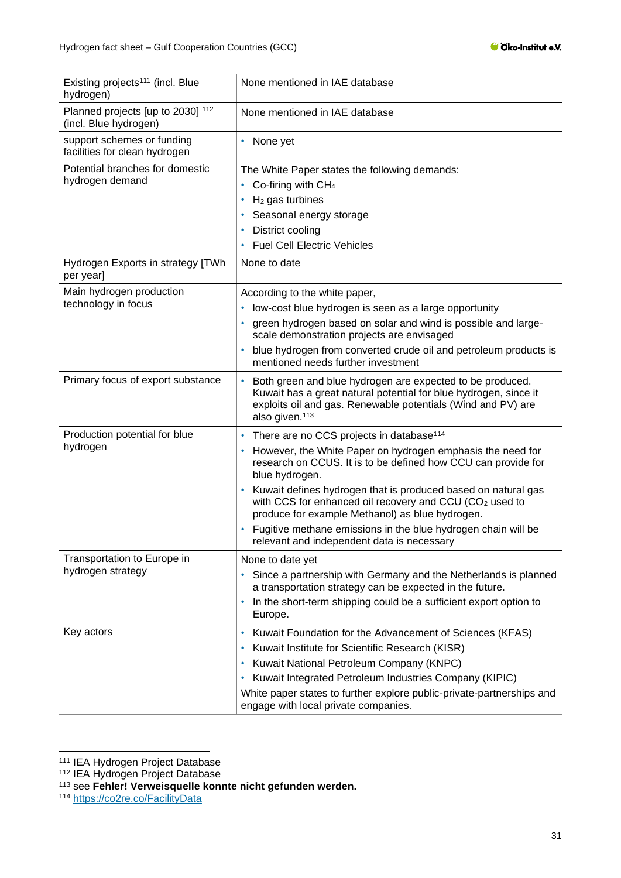| | |
|---|---|
| Existing projects[111] (incl. Blue hydrogen) | None mentioned in IAE database |
| Planned projects [up to 2030] [112] (incl. Blue hydrogen) | None mentioned in IAE database |
| support schemes or funding facilities for clean hydrogen | • None yet |
| Potential branches for domestic hydrogen demand | The White Paper states the following demands:<br>• Co-firing with $CH_4$<br>• $H_2$ gas turbines<br>• Seasonal energy storage<br>• District cooling<br>• Fuel Cell Electric Vehicles |
| Hydrogen Exports in strategy [TWh per year] | None to date |
| Main hydrogen production technology in focus | According to the white paper,<br>• low-cost blue hydrogen is seen as a large opportunity<br>• green hydrogen based on solar and wind is possible and large-scale demonstration projects are envisaged<br>• blue hydrogen from converted crude oil and petroleum products is mentioned needs further investment |
| Primary focus of export substance | • Both green and blue hydrogen are expected to be produced. Kuwait has a great natural potential for blue hydrogen, since it exploits oil and gas. Renewable potentials (Wind and PV) are also given.[113] |
| Production potential for blue hydrogen | • There are no CCS projects in database[114]<br>• However, the White Paper on hydrogen emphasis the need for research on CCUS. It is to be defined how CCU can provide for blue hydrogen.<br>• Kuwait defines hydrogen that is produced based on natural gas with CCS for enhanced oil recovery and CCU ($CO_2$ used to produce for example Methanol) as blue hydrogen.<br>• Fugitive methane emissions in the blue hydrogen chain will be relevant and independent data is necessary |
| Transportation to Europe in hydrogen strategy | None to date yet<br>• Since a partnership with Germany and the Netherlands is planned a transportation strategy can be expected in the future.<br>• In the short-term shipping could be a sufficient export option to Europe. |
| Key actors | • Kuwait Foundation for the Advancement of Sciences (KFAS)<br>• Kuwait Institute for Scientific Research (KISR)<br>• Kuwait National Petroleum Company (KNPC)<br>• Kuwait Integrated Petroleum Industries Company (KIPIC)<br>White paper states to further explore public-private-partnerships and engage with local private companies. |

[111] IEA Hydrogen Project Database
[112] IEA Hydrogen Project Database
[113] see **Fehler! Verweisquelle konnte nicht gefunden werden.**
[114] https://co2re.co/FacilityData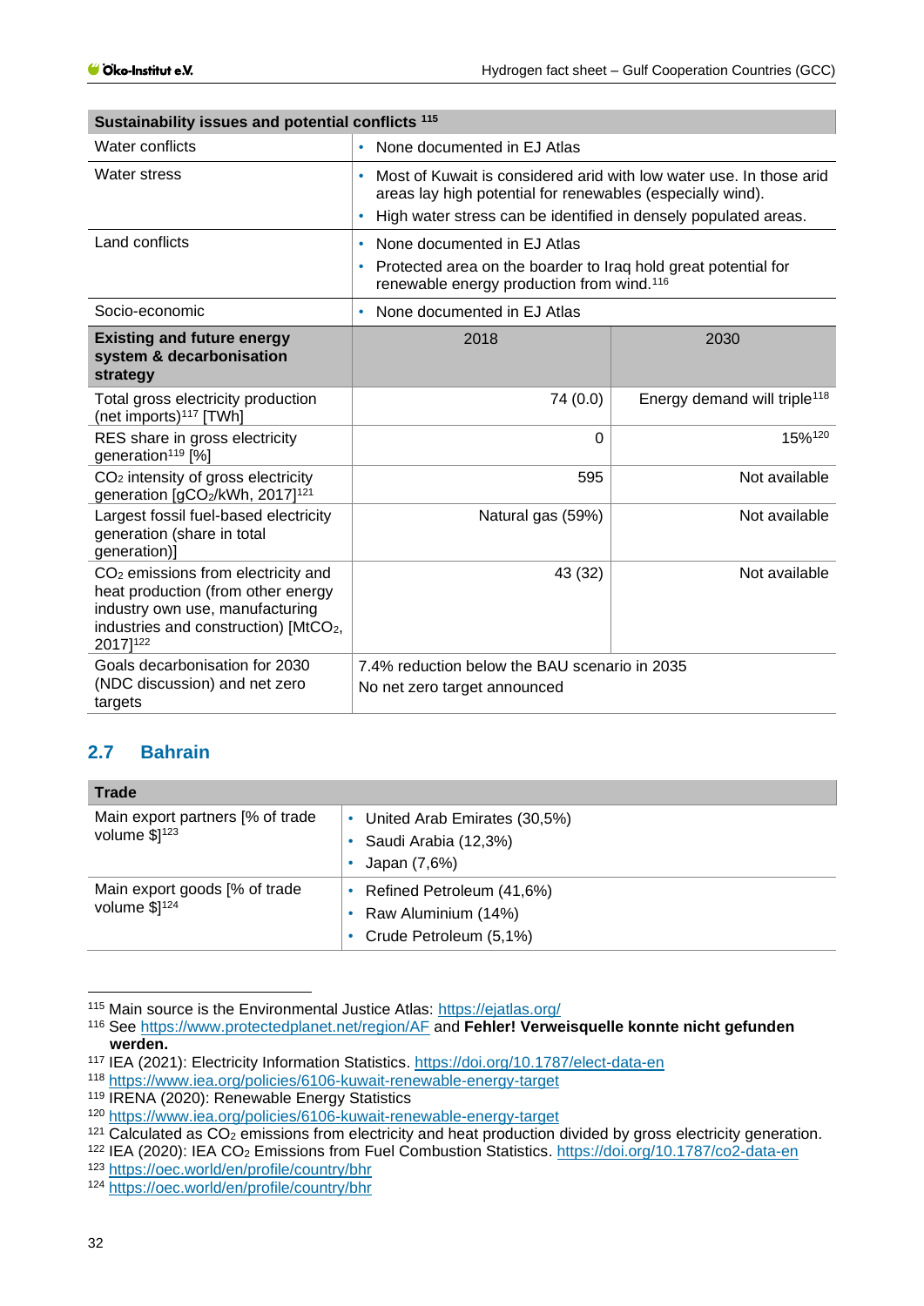| Sustainability issues and potential conflicts [115] | | |
|---|---|---|
| Water conflicts | • None documented in EJ Atlas | |
| Water stress | • Most of Kuwait is considered arid with low water use. In those arid areas lay high potential for renewables (especially wind).<br>• High water stress can be identified in densely populated areas. | |
| Land conflicts | • None documented in EJ Atlas<br>• Protected area on the boarder to Iraq hold great potential for renewable energy production from wind.[116] | |
| Socio-economic | • None documented in EJ Atlas | |
| **Existing and future energy system & decarbonisation strategy** | 2018 | 2030 |
| Total gross electricity production (net imports)[117] [TWh] | 74 (0.0) | Energy demand will triple[118] |
| RES share in gross electricity generation[119] [%] | 0 | 15%[120] |
| $CO_2$ intensity of gross electricity generation [$gCO_2$/kWh, 2017][121] | 595 | Not available |
| Largest fossil fuel-based electricity generation (share in total generation)] | Natural gas (59%) | Not available |
| $CO_2$ emissions from electricity and heat production (from other energy industry own use, manufacturing industries and construction) [$MtCO_2$, 2017][122] | 43 (32) | Not available |
| Goals decarbonisation for 2030 (NDC discussion) and net zero targets | 7.4% reduction below the BAU scenario in 2035<br>No net zero target announced | |

## 2.7 Bahrain

| Trade | |
|---|---|
| Main export partners [% of trade volume $][123] | • United Arab Emirates (30,5%)<br>• Saudi Arabia (12,3%)<br>• Japan (7,6%) |
| Main export goods [% of trade volume $][124] | • Refined Petroleum (41,6%)<br>• Raw Aluminium (14%)<br>• Crude Petroleum (5,1%) |

[115] Main source is the Environmental Justice Atlas: https://ejatlas.org/

[116] See https://www.protectedplanet.net/region/AF and **Fehler! Verweisquelle konnte nicht gefunden werden.**

[117] IEA (2021): Electricity Information Statistics. https://doi.org/10.1787/elect-data-en

[118] https://www.iea.org/policies/6106-kuwait-renewable-energy-target

[119] IRENA (2020): Renewable Energy Statistics

[120] https://www.iea.org/policies/6106-kuwait-renewable-energy-target

[121] Calculated as $CO_2$ emissions from electricity and heat production divided by gross electricity generation.

[122] IEA (2020): IEA $CO_2$ Emissions from Fuel Combustion Statistics. https://doi.org/10.1787/co2-data-en

[123] https://oec.world/en/profile/country/bhr

[124] https://oec.world/en/profile/country/bhr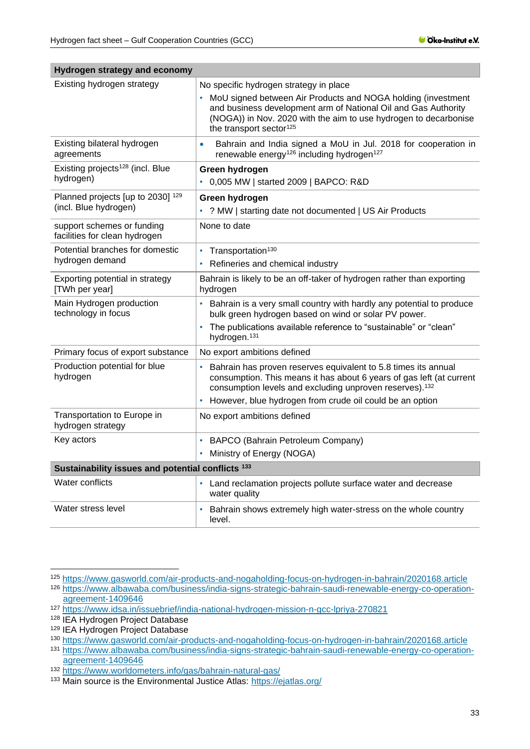| Hydrogen strategy and economy | |
|---|---|
| Existing hydrogen strategy | No specific hydrogen strategy in place<br>• MoU signed between Air Products and NOGA holding (investment and business development arm of National Oil and Gas Authority (NOGA)) in Nov. 2020 with the aim to use hydrogen to decarbonise the transport sector[125] |
| Existing bilateral hydrogen agreements | • Bahrain and India signed a MoU in Jul. 2018 for cooperation in renewable energy[126] including hydrogen[127] |
| Existing projects[128] (incl. Blue hydrogen) | **Green hydrogen**<br>• 0,005 MW \| started 2009 \| BAPCO: R&D |
| Planned projects [up to 2030] [129] (incl. Blue hydrogen) | **Green hydrogen**<br>• ? MW \| starting date not documented \| US Air Products |
| support schemes or funding facilities for clean hydrogen | None to date |
| Potential branches for domestic hydrogen demand | • Transportation[130]<br>• Refineries and chemical industry |
| Exporting potential in strategy [TWh per year] | Bahrain is likely to be an off-taker of hydrogen rather than exporting hydrogen |
| Main Hydrogen production technology in focus | • Bahrain is a very small country with hardly any potential to produce bulk green hydrogen based on wind or solar PV power.<br>• The publications available reference to "sustainable" or "clean" hydrogen.[131] |
| Primary focus of export substance | No export ambitions defined |
| Production potential for blue hydrogen | • Bahrain has proven reserves equivalent to 5.8 times its annual consumption. This means it has about 6 years of gas left (at current consumption levels and excluding unproven reserves).[132]<br>• However, blue hydrogen from crude oil could be an option |
| Transportation to Europe in hydrogen strategy | No export ambitions defined |
| Key actors | • BAPCO (Bahrain Petroleum Company)<br>• Ministry of Energy (NOGA) |
| **Sustainability issues and potential conflicts [133]** | |
| Water conflicts | • Land reclamation projects pollute surface water and decrease water quality |
| Water stress level | • Bahrain shows extremely high water-stress on the whole country level. |

[125] https://www.gasworld.com/air-products-and-nogaholding-focus-on-hydrogen-in-bahrain/2020168.article

[126] https://www.albawaba.com/business/india-signs-strategic-bahrain-saudi-renewable-energy-co-operation-agreement-1409646

[127] https://www.idsa.in/issuebrief/india-national-hydrogen-mission-n-gcc-lpriya-270821

[128] IEA Hydrogen Project Database

[129] IEA Hydrogen Project Database

[130] https://www.gasworld.com/air-products-and-nogaholding-focus-on-hydrogen-in-bahrain/2020168.article

[131] https://www.albawaba.com/business/india-signs-strategic-bahrain-saudi-renewable-energy-co-operation-agreement-1409646

[132] https://www.worldometers.info/gas/bahrain-natural-gas/

[133] Main source is the Environmental Justice Atlas: https://ejatlas.org/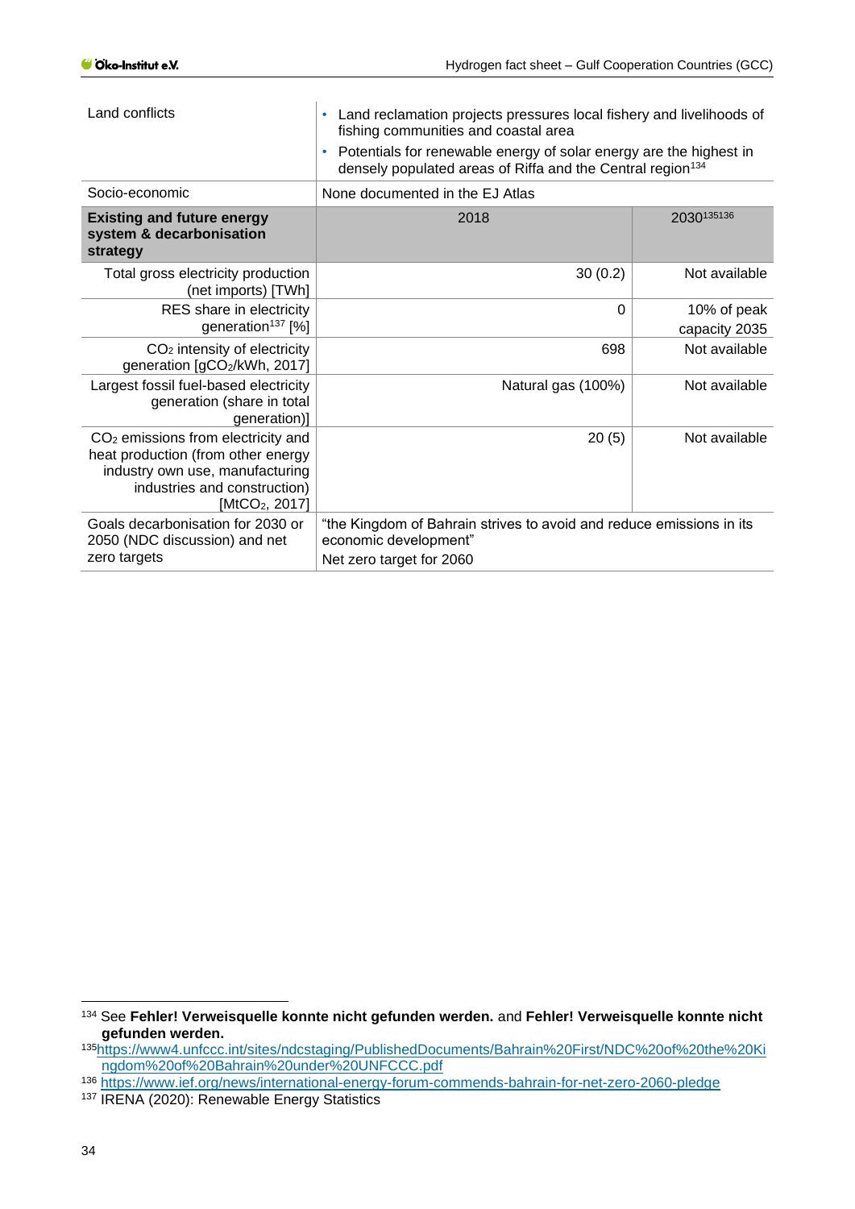| Land conflicts | • Land reclamation projects pressures local fishery and livelihoods of fishing communities and coastal area<br>• Potentials for renewable energy of solar energy are the highest in densely populated areas of Riffa and the Central region[134] | |
|---|---|---|
| Socio-economic | None documented in the EJ Atlas | |
| **Existing and future energy system & decarbonisation strategy** | 2018 | 2030[135][136] |
| Total gross electricity production (net imports) [TWh] | 30 (0.2) | Not available |
| RES share in electricity generation[137] [%] | 0 | 10% of peak capacity 2035 |
| $CO_2$ intensity of electricity generation [$gCO_2$/kWh, 2017] | 698 | Not available |
| Largest fossil fuel-based electricity generation (share in total generation)] | Natural gas (100%) | Not available |
| $CO_2$ emissions from electricity and heat production (from other energy industry own use, manufacturing industries and construction) [$MtCO_2$, 2017] | 20 (5) | Not available |
| Goals decarbonisation for 2030 or 2050 (NDC discussion) and net zero targets | "the Kingdom of Bahrain strives to avoid and reduce emissions in its economic development"<br>Net zero target for 2060 | |

[134] See **Fehler! Verweisquelle konnte nicht gefunden werden.** and **Fehler! Verweisquelle konnte nicht gefunden werden.**

[135] https://www4.unfccc.int/sites/ndcstaging/PublishedDocuments/Bahrain%20First/NDC%20of%20the%20Kingdom%20of%20Bahrain%20under%20UNFCCC.pdf

[136] https://www.ief.org/news/international-energy-forum-commends-bahrain-for-net-zero-2060-pledge

[137] IRENA (2020): Renewable Energy Statistics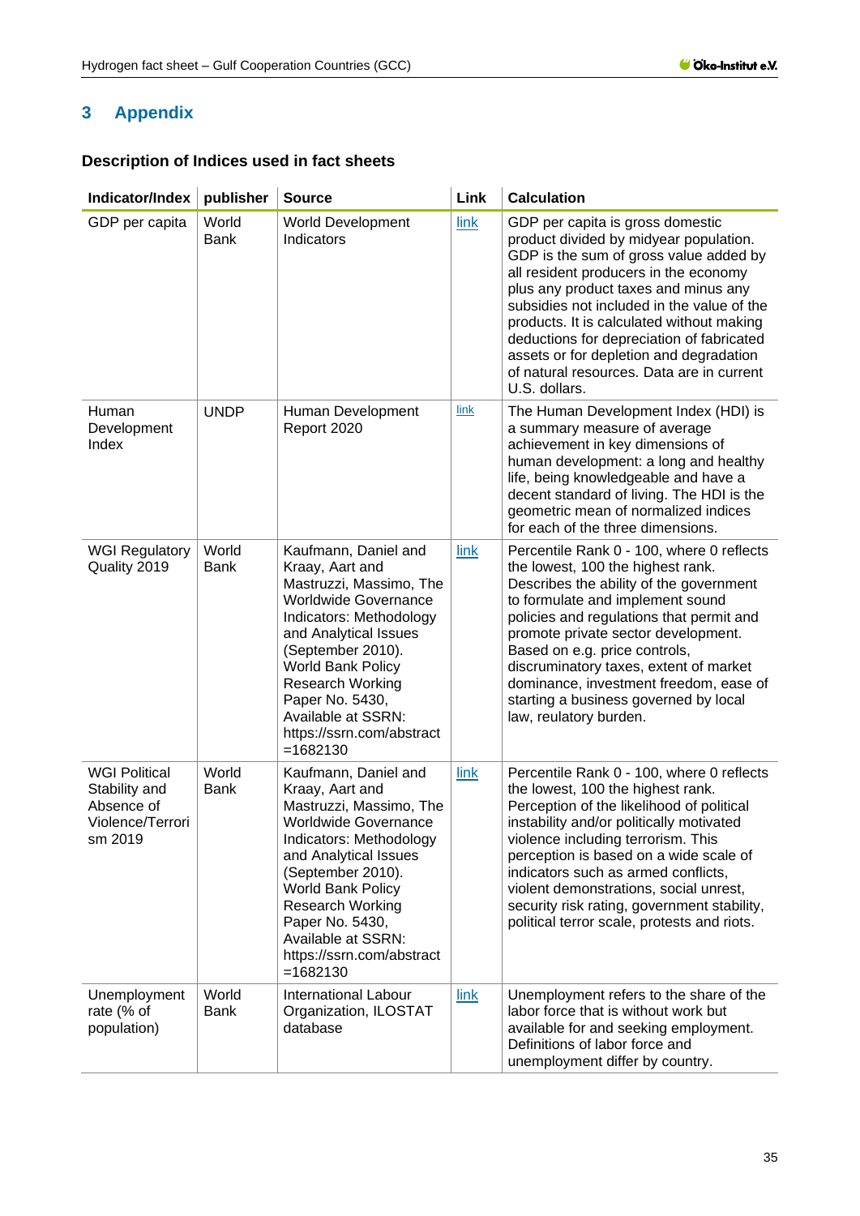# 3 Appendix

### Description of Indices used in fact sheets

| Indicator/Index | publisher | Source | Link | Calculation |
|---|---|---|---|---|
| GDP per capita | World Bank | World Development Indicators | link | GDP per capita is gross domestic product divided by midyear population. GDP is the sum of gross value added by all resident producers in the economy plus any product taxes and minus any subsidies not included in the value of the products. It is calculated without making deductions for depreciation of fabricated assets or for depletion and degradation of natural resources. Data are in current U.S. dollars. |
| Human Development Index | UNDP | Human Development Report 2020 | link | The Human Development Index (HDI) is a summary measure of average achievement in key dimensions of human development: a long and healthy life, being knowledgeable and have a decent standard of living. The HDI is the geometric mean of normalized indices for each of the three dimensions. |
| WGI Regulatory Quality 2019 | World Bank | Kaufmann, Daniel and Kraay, Aart and Mastruzzi, Massimo, The Worldwide Governance Indicators: Methodology and Analytical Issues (September 2010). World Bank Policy Research Working Paper No. 5430, Available at SSRN: https://ssrn.com/abstract=1682130 | link | Percentile Rank 0 - 100, where 0 reflects the lowest, 100 the highest rank. Describes the ability of the government to formulate and implement sound policies and regulations that permit and promote private sector development. Based on e.g. price controls, discruminatory taxes, extent of market dominance, investment freedom, ease of starting a business governed by local law, reulatory burden. |
| WGI Political Stability and Absence of Violence/Terrorism 2019 | World Bank | Kaufmann, Daniel and Kraay, Aart and Mastruzzi, Massimo, The Worldwide Governance Indicators: Methodology and Analytical Issues (September 2010). World Bank Policy Research Working Paper No. 5430, Available at SSRN: https://ssrn.com/abstract=1682130 | link | Percentile Rank 0 - 100, where 0 reflects the lowest, 100 the highest rank. Perception of the likelihood of political instability and/or politically motivated violence including terrorism. This perception is based on a wide scale of indicators such as armed conflicts, violent demonstrations, social unrest, security risk rating, government stability, political terror scale, protests and riots. |
| Unemployment rate (% of population) | World Bank | International Labour Organization, ILOSTAT database | link | Unemployment refers to the share of the labor force that is without work but available for and seeking employment. Definitions of labor force and unemployment differ by country. |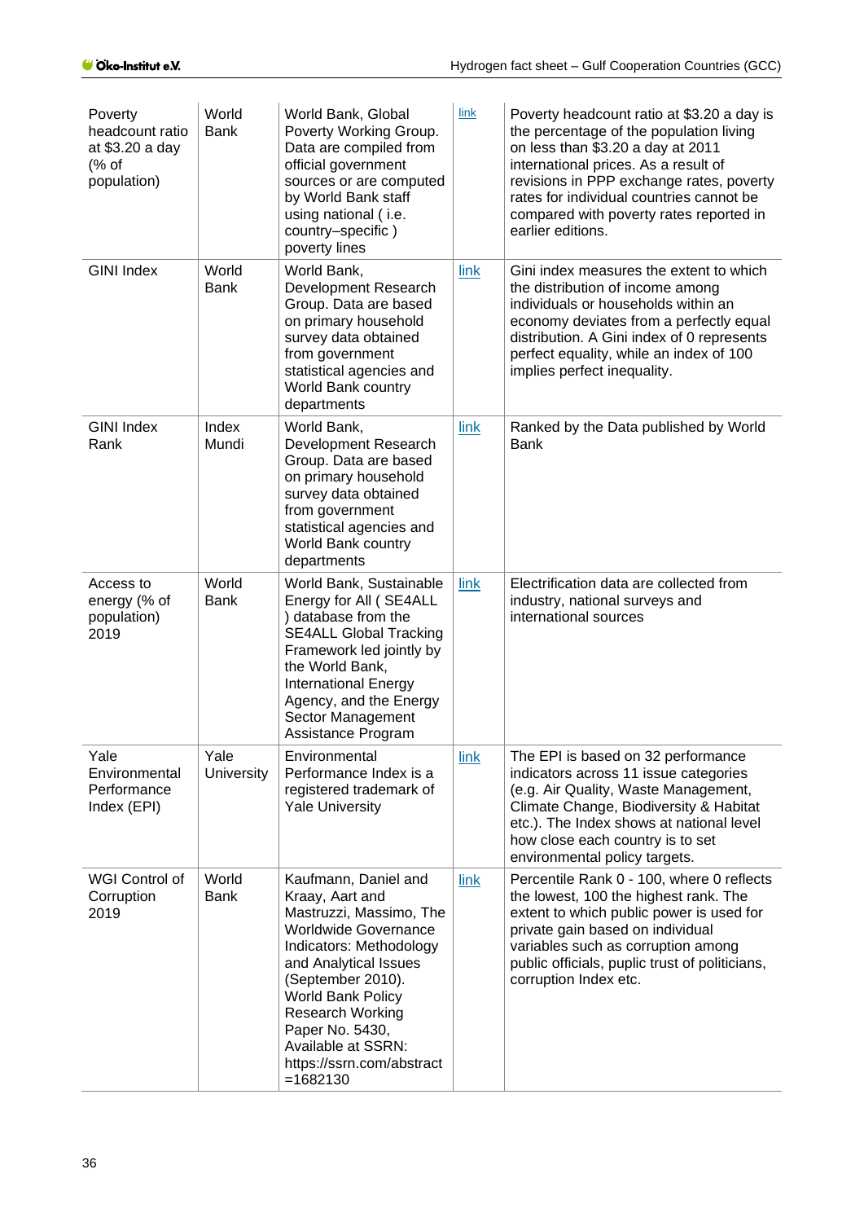| Poverty headcount ratio at $3.20 a day (% of population) | World Bank | World Bank, Global Poverty Working Group. Data are compiled from official government sources or are computed by World Bank staff using national ( i.e. country–specific ) poverty lines | link | Poverty headcount ratio at $3.20 a day is the percentage of the population living on less than $3.20 a day at 2011 international prices. As a result of revisions in PPP exchange rates, poverty rates for individual countries cannot be compared with poverty rates reported in earlier editions. |
|---|---|---|---|---|
| GINI Index | World Bank | World Bank, Development Research Group. Data are based on primary household survey data obtained from government statistical agencies and World Bank country departments | link | Gini index measures the extent to which the distribution of income among individuals or households within an economy deviates from a perfectly equal distribution. A Gini index of 0 represents perfect equality, while an index of 100 implies perfect inequality. |
| GINI Index Rank | Index Mundi | World Bank, Development Research Group. Data are based on primary household survey data obtained from government statistical agencies and World Bank country departments | link | Ranked by the Data published by World Bank |
| Access to energy (% of population) 2019 | World Bank | World Bank, Sustainable Energy for All ( SE4ALL ) database from the SE4ALL Global Tracking Framework led jointly by the World Bank, International Energy Agency, and the Energy Sector Management Assistance Program | link | Electrification data are collected from industry, national surveys and international sources |
| Yale Environmental Performance Index (EPI) | Yale University | Environmental Performance Index is a registered trademark of Yale University | link | The EPI is based on 32 performance indicators across 11 issue categories (e.g. Air Quality, Waste Management, Climate Change, Biodiversity & Habitat etc.). The Index shows at national level how close each country is to set environmental policy targets. |
| WGI Control of Corruption 2019 | World Bank | Kaufmann, Daniel and Kraay, Aart and Mastruzzi, Massimo, The Worldwide Governance Indicators: Methodology and Analytical Issues (September 2010). World Bank Policy Research Working Paper No. 5430, Available at SSRN: https://ssrn.com/abstract=1682130 | link | Percentile Rank 0 - 100, where 0 reflects the lowest, 100 the highest rank. The extent to which public power is used for private gain based on individual variables such as corruption among public officials, puplic trust of politicians, corruption Index etc. |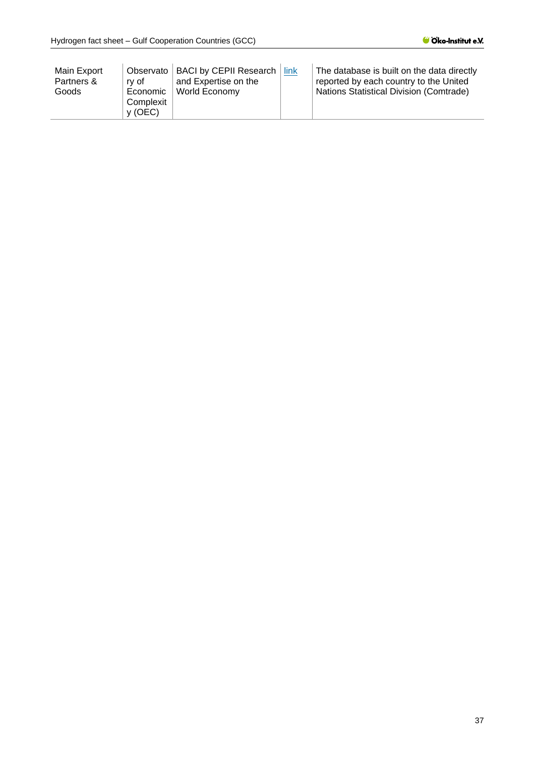| | | | | |
|---|---|---|---|---|
| Main Export Partners & Goods | Observatory of Economic Complexity (OEC) | BACI by CEPII Research and Expertise on the World Economy | link | The database is built on the data directly reported by each country to the United Nations Statistical Division (Comtrade) |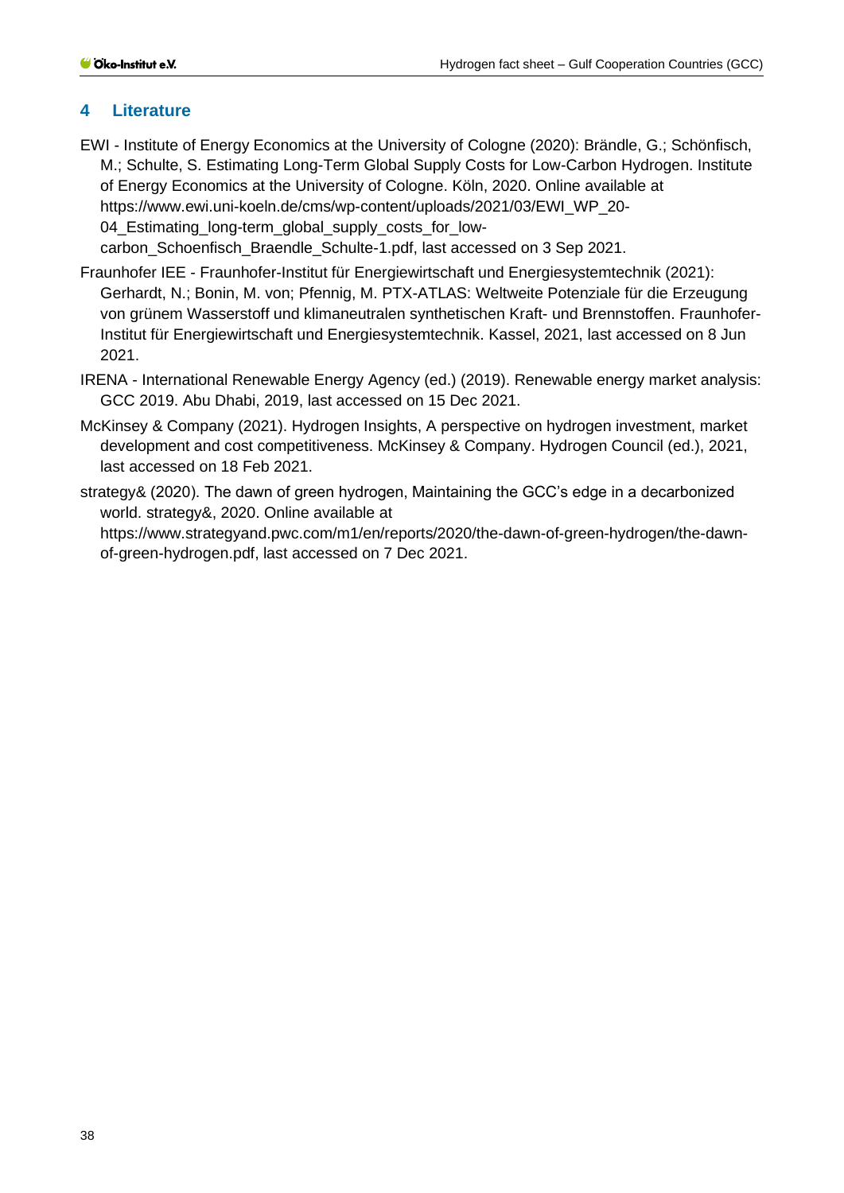## 4 Literature

EWI - Institute of Energy Economics at the University of Cologne (2020): Brändle, G.; Schönfisch, M.; Schulte, S. Estimating Long-Term Global Supply Costs for Low-Carbon Hydrogen. Institute of Energy Economics at the University of Cologne. Köln, 2020. Online available at https://www.ewi.uni-koeln.de/cms/wp-content/uploads/2021/03/EWI_WP_20-04_Estimating_long-term_global_supply_costs_for_low-carbon_Schoenfisch_Braendle_Schulte-1.pdf, last accessed on 3 Sep 2021.

Fraunhofer IEE - Fraunhofer-Institut für Energiewirtschaft und Energiesystemtechnik (2021): Gerhardt, N.; Bonin, M. von; Pfennig, M. PTX-ATLAS: Weltweite Potenziale für die Erzeugung von grünem Wasserstoff und klimaneutralen synthetischen Kraft- und Brennstoffen. Fraunhofer-Institut für Energiewirtschaft und Energiesystemtechnik. Kassel, 2021, last accessed on 8 Jun 2021.

IRENA - International Renewable Energy Agency (ed.) (2019). Renewable energy market analysis: GCC 2019. Abu Dhabi, 2019, last accessed on 15 Dec 2021.

McKinsey & Company (2021). Hydrogen Insights, A perspective on hydrogen investment, market development and cost competitiveness. McKinsey & Company. Hydrogen Council (ed.), 2021, last accessed on 18 Feb 2021.

strategy& (2020). The dawn of green hydrogen, Maintaining the GCC's edge in a decarbonized world. strategy&, 2020. Online available at https://www.strategyand.pwc.com/m1/en/reports/2020/the-dawn-of-green-hydrogen/the-dawn-of-green-hydrogen.pdf, last accessed on 7 Dec 2021.